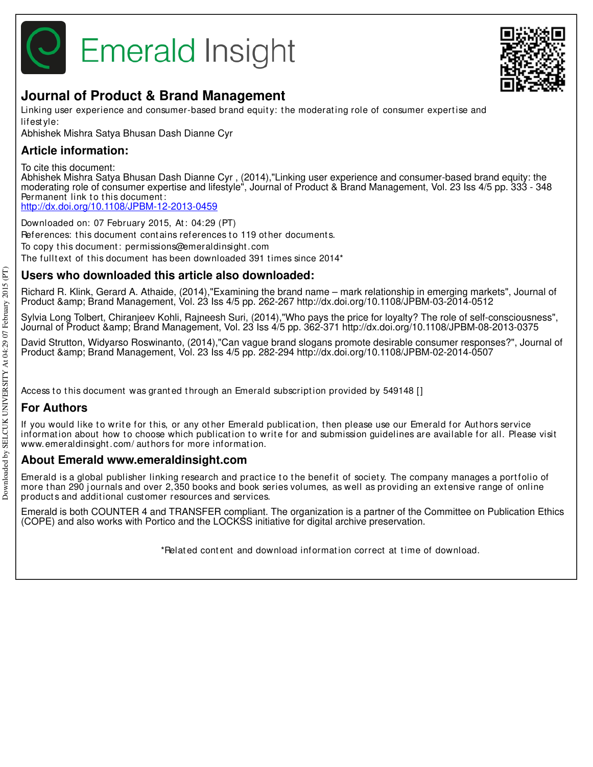# Emerald Insight

## Journal of Product & Brand Management

Linking user experience and consumer-based brand equity: the moderating role of consumer expertise and lifestyle:

Abhishek Mishra Satya Bhusan Dash Dianne Cyr

## Article information:

To cite this document:
Abhishek Mishra Satya Bhusan Dash Dianne Cyr , (2014),"Linking user experience and consumer-based brand equity: the moderating role of consumer expertise and lifestyle", Journal of Product & Brand Management, Vol. 23 Iss 4/5 pp. 333 - 348
Permanent link to this document:
http://dx.doi.org/10.1108/JPBM-12-2013-0459

Downloaded on: 07 February 2015, At: 04:29 (PT)
References: this document contains references to 119 other documents.
To copy this document: permissions@emeraldinsight.com
The fulltext of this document has been downloaded 391 times since 2014*

## Users who downloaded this article also downloaded:

Richard R. Klink, Gerard A. Athaide, (2014),"Examining the brand name – mark relationship in emerging markets", Journal of Product &amp; Brand Management, Vol. 23 Iss 4/5 pp. 262-267 http://dx.doi.org/10.1108/JPBM-03-2014-0512

Sylvia Long Tolbert, Chiranjeev Kohli, Rajneesh Suri, (2014),"Who pays the price for loyalty? The role of self-consciousness", Journal of Product &amp; Brand Management, Vol. 23 Iss 4/5 pp. 362-371 http://dx.doi.org/10.1108/JPBM-08-2013-0375

David Strutton, Widyarso Roswinanto, (2014),"Can vague brand slogans promote desirable consumer responses?", Journal of Product &amp; Brand Management, Vol. 23 Iss 4/5 pp. 282-294 http://dx.doi.org/10.1108/JPBM-02-2014-0507

Access to this document was granted through an Emerald subscription provided by 549148 []

## For Authors

If you would like to write for this, or any other Emerald publication, then please use our Emerald for Authors service information about how to choose which publication to write for and submission guidelines are available for all. Please visit www.emeraldinsight.com/authors for more information.

## About Emerald www.emeraldinsight.com

Emerald is a global publisher linking research and practice to the benefit of society. The company manages a portfolio of more than 290 journals and over 2,350 books and book series volumes, as well as providing an extensive range of online products and additional customer resources and services.

Emerald is both COUNTER 4 and TRANSFER compliant. The organization is a partner of the Committee on Publication Ethics (COPE) and also works with Portico and the LOCKSS initiative for digital archive preservation.

*Related content and download information correct at time of download.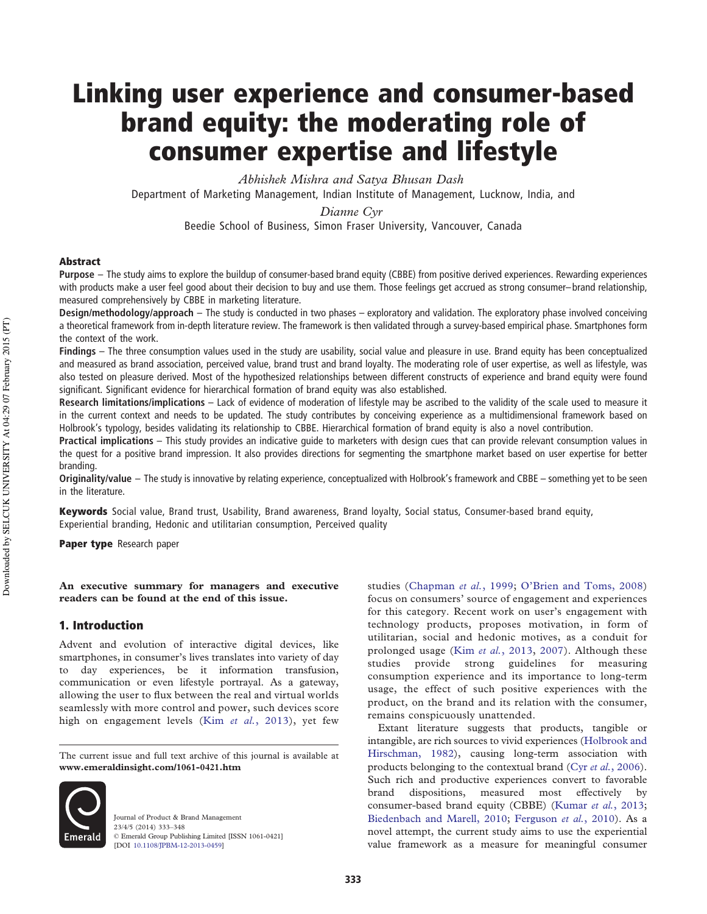# Linking user experience and consumer-based brand equity: the moderating role of consumer expertise and lifestyle

*Abhishek Mishra and Satya Bhusan Dash*

Department of Marketing Management, Indian Institute of Management, Lucknow, India, and

*Dianne Cyr*

Beedie School of Business, Simon Fraser University, Vancouver, Canada

## Abstract

**Purpose** – The study aims to explore the buildup of consumer-based brand equity (CBBE) from positive derived experiences. Rewarding experiences with products make a user feel good about their decision to buy and use them. Those feelings get accrued as strong consumer–brand relationship, measured comprehensively by CBBE in marketing literature.

**Design/methodology/approach** – The study is conducted in two phases – exploratory and validation. The exploratory phase involved conceiving a theoretical framework from in-depth literature review. The framework is then validated through a survey-based empirical phase. Smartphones form the context of the work.

**Findings** – The three consumption values used in the study are usability, social value and pleasure in use. Brand equity has been conceptualized and measured as brand association, perceived value, brand trust and brand loyalty. The moderating role of user expertise, as well as lifestyle, was also tested on pleasure derived. Most of the hypothesized relationships between different constructs of experience and brand equity were found significant. Significant evidence for hierarchical formation of brand equity was also established.

**Research limitations/implications** – Lack of evidence of moderation of lifestyle may be ascribed to the validity of the scale used to measure it in the current context and needs to be updated. The study contributes by conceiving experience as a multidimensional framework based on Holbrook's typology, besides validating its relationship to CBBE. Hierarchical formation of brand equity is also a novel contribution.

**Practical implications** – This study provides an indicative guide to marketers with design cues that can provide relevant consumption values in the quest for a positive brand impression. It also provides directions for segmenting the smartphone market based on user expertise for better branding.

**Originality/value** – The study is innovative by relating experience, conceptualized with Holbrook's framework and CBBE – something yet to be seen in the literature.

**Keywords** Social value, Brand trust, Usability, Brand awareness, Brand loyalty, Social status, Consumer-based brand equity, Experiential branding, Hedonic and utilitarian consumption, Perceived quality

**Paper type** Research paper

**An executive summary for managers and executive readers can be found at the end of this issue.**

## 1. Introduction

Advent and evolution of interactive digital devices, like smartphones, in consumer's lives translates into variety of day to day experiences, be it information transfusion, communication or even lifestyle portrayal. As a gateway, allowing the user to flux between the real and virtual worlds seamlessly with more control and power, such devices score high on engagement levels (Kim *et al.*, 2013), yet few studies (Chapman *et al.*, 1999; O'Brien and Toms, 2008) focus on consumers' source of engagement and experiences for this category. Recent work on user's engagement with technology products, proposes motivation, in form of utilitarian, social and hedonic motives, as a conduit for prolonged usage (Kim *et al.*, 2013, 2007). Although these studies provide strong guidelines for measuring consumption experience and its importance to long-term usage, the effect of such positive experiences with the product, on the brand and its relation with the consumer, remains conspicuously unattended.

Extant literature suggests that products, tangible or intangible, are rich sources to vivid experiences (Holbrook and Hirschman, 1982), causing long-term association with products belonging to the contextual brand (Cyr *et al.*, 2006). Such rich and productive experiences convert to favorable brand dispositions, measured most effectively by consumer-based brand equity (CBBE) (Kumar *et al.*, 2013; Biedenbach and Marell, 2010; Ferguson *et al.*, 2010). As a novel attempt, the current study aims to use the experiential value framework as a measure for meaningful consumer

The current issue and full text archive of this journal is available at **www.emeraldinsight.com/1061-0421.htm**

Journal of Product & Brand Management
23/4/5 (2014) 333–348
© Emerald Group Publishing Limited [ISSN 1061-0421]
[DOI 10.1108/JPBM-12-2013-0459]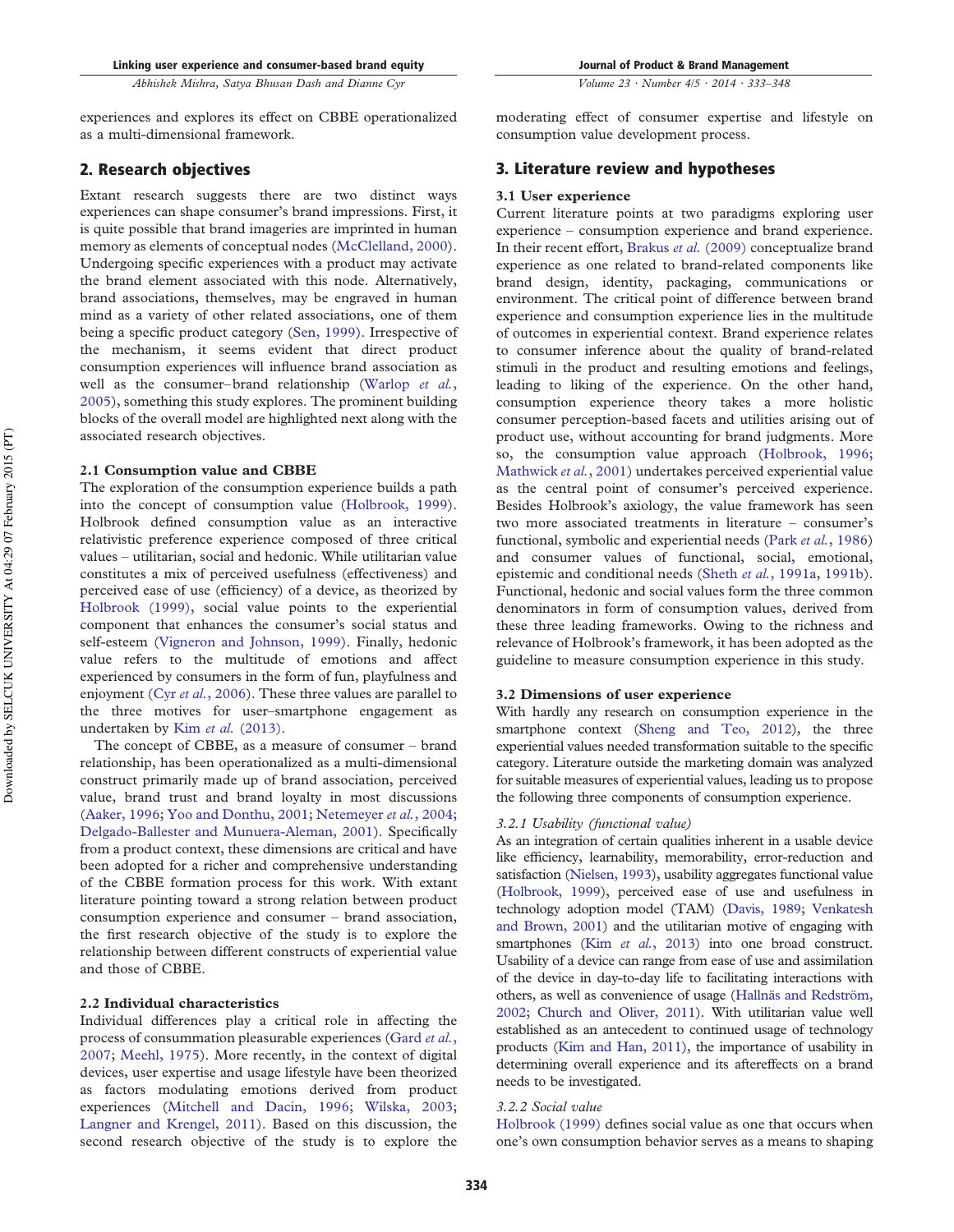experiences and explores its effect on CBBE operationalized as a multi-dimensional framework.

## 2. Research objectives

Extant research suggests there are two distinct ways experiences can shape consumer's brand impressions. First, it is quite possible that brand imageries are imprinted in human memory as elements of conceptual nodes (McClelland, 2000). Undergoing specific experiences with a product may activate the brand element associated with this node. Alternatively, brand associations, themselves, may be engraved in human mind as a variety of other related associations, one of them being a specific product category (Sen, 1999). Irrespective of the mechanism, it seems evident that direct product consumption experiences will influence brand association as well as the consumer–brand relationship (Warlop *et al.*, 2005), something this study explores. The prominent building blocks of the overall model are highlighted next along with the associated research objectives.

### 2.1 Consumption value and CBBE

The exploration of the consumption experience builds a path into the concept of consumption value (Holbrook, 1999). Holbrook defined consumption value as an interactive relativistic preference experience composed of three critical values – utilitarian, social and hedonic. While utilitarian value constitutes a mix of perceived usefulness (effectiveness) and perceived ease of use (efficiency) of a device, as theorized by Holbrook (1999), social value points to the experiential component that enhances the consumer's social status and self-esteem (Vigneron and Johnson, 1999). Finally, hedonic value refers to the multitude of emotions and affect experienced by consumers in the form of fun, playfulness and enjoyment (Cyr *et al.*, 2006). These three values are parallel to the three motives for user–smartphone engagement as undertaken by Kim *et al.* (2013).

The concept of CBBE, as a measure of consumer – brand relationship, has been operationalized as a multi-dimensional construct primarily made up of brand association, perceived value, brand trust and brand loyalty in most discussions (Aaker, 1996; Yoo and Donthu, 2001; Netemeyer *et al.*, 2004; Delgado-Ballester and Munuera-Aleman, 2001). Specifically from a product context, these dimensions are critical and have been adopted for a richer and comprehensive understanding of the CBBE formation process for this work. With extant literature pointing toward a strong relation between product consumption experience and consumer – brand association, the first research objective of the study is to explore the relationship between different constructs of experiential value and those of CBBE.

### 2.2 Individual characteristics

Individual differences play a critical role in affecting the process of consummation pleasurable experiences (Gard *et al.*, 2007; Meehl, 1975). More recently, in the context of digital devices, user expertise and usage lifestyle have been theorized as factors modulating emotions derived from product experiences (Mitchell and Dacin, 1996; Wilska, 2003; Langner and Krengel, 2011). Based on this discussion, the second research objective of the study is to explore the moderating effect of consumer expertise and lifestyle on consumption value development process.

## 3. Literature review and hypotheses

### 3.1 User experience

Current literature points at two paradigms exploring user experience – consumption experience and brand experience. In their recent effort, Brakus *et al.* (2009) conceptualize brand experience as one related to brand-related components like brand design, identity, packaging, communications or environment. The critical point of difference between brand experience and consumption experience lies in the multitude of outcomes in experiential context. Brand experience relates to consumer inference about the quality of brand-related stimuli in the product and resulting emotions and feelings, leading to liking of the experience. On the other hand, consumption experience theory takes a more holistic consumer perception-based facets and utilities arising out of product use, without accounting for brand judgments. More so, the consumption value approach (Holbrook, 1996; Mathwick *et al.*, 2001) undertakes perceived experiential value as the central point of consumer's perceived experience. Besides Holbrook's axiology, the value framework has seen two more associated treatments in literature – consumer's functional, symbolic and experiential needs (Park *et al.*, 1986) and consumer values of functional, social, emotional, epistemic and conditional needs (Sheth *et al.*, 1991a, 1991b). Functional, hedonic and social values form the three common denominators in form of consumption values, derived from these three leading frameworks. Owing to the richness and relevance of Holbrook's framework, it has been adopted as the guideline to measure consumption experience in this study.

### 3.2 Dimensions of user experience

With hardly any research on consumption experience in the smartphone context (Sheng and Teo, 2012), the three experiential values needed transformation suitable to the specific category. Literature outside the marketing domain was analyzed for suitable measures of experiential values, leading us to propose the following three components of consumption experience.

#### *3.2.1 Usability (functional value)*

As an integration of certain qualities inherent in a usable device like efficiency, learnability, memorability, error-reduction and satisfaction (Nielsen, 1993), usability aggregates functional value (Holbrook, 1999), perceived ease of use and usefulness in technology adoption model (TAM) (Davis, 1989; Venkatesh and Brown, 2001) and the utilitarian motive of engaging with smartphones (Kim *et al.*, 2013) into one broad construct. Usability of a device can range from ease of use and assimilation of the device in day-to-day life to facilitating interactions with others, as well as convenience of usage (Hallnäs and Redström, 2002; Church and Oliver, 2011). With utilitarian value well established as an antecedent to continued usage of technology products (Kim and Han, 2011), the importance of usability in determining overall experience and its aftereffects on a brand needs to be investigated.

#### *3.2.2 Social value*

Holbrook (1999) defines social value as one that occurs when one's own consumption behavior serves as a means to shaping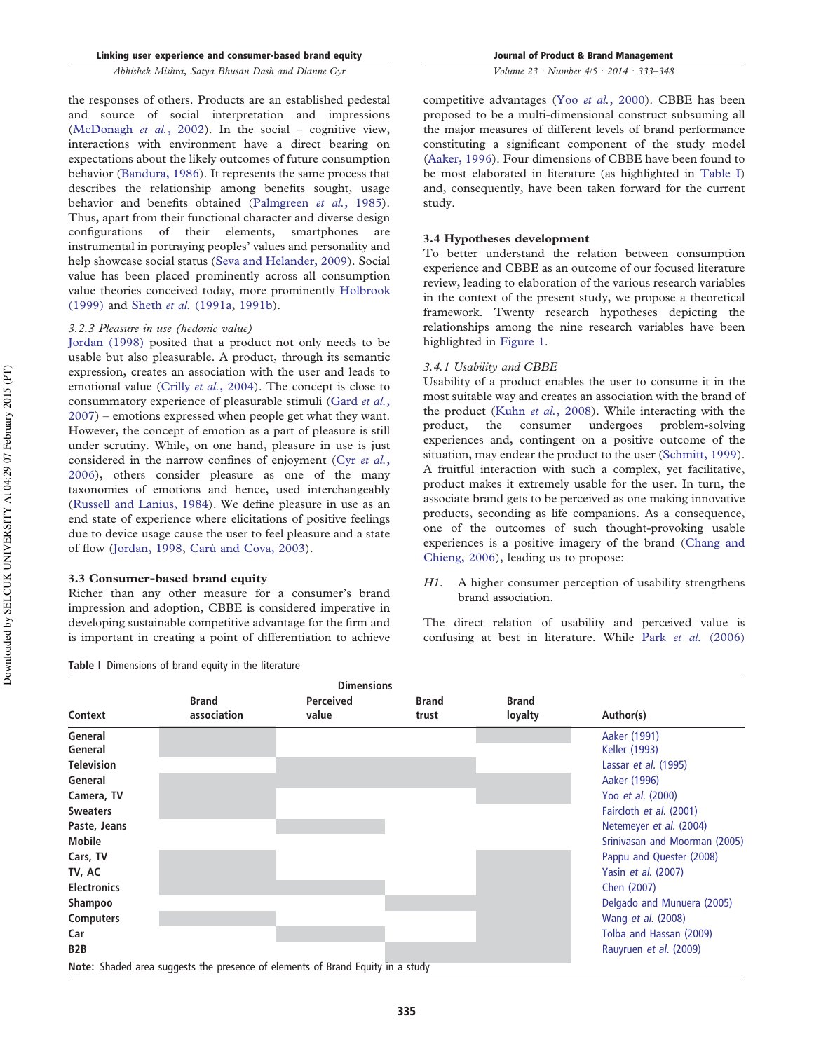the responses of others. Products are an established pedestal and source of social interpretation and impressions (McDonagh *et al.*, 2002). In the social – cognitive view, interactions with environment have a direct bearing on expectations about the likely outcomes of future consumption behavior (Bandura, 1986). It represents the same process that describes the relationship among benefits sought, usage behavior and benefits obtained (Palmgreen *et al.*, 1985). Thus, apart from their functional character and diverse design configurations of their elements, smartphones are instrumental in portraying peoples' values and personality and help showcase social status (Seva and Helander, 2009). Social value has been placed prominently across all consumption value theories conceived today, more prominently Holbrook (1999) and Sheth *et al.* (1991a, 1991b).

*3.2.3 Pleasure in use (hedonic value)*

Jordan (1998) posited that a product not only needs to be usable but also pleasurable. A product, through its semantic expression, creates an association with the user and leads to emotional value (Crilly *et al.*, 2004). The concept is close to consummatory experience of pleasurable stimuli (Gard *et al.*, 2007) – emotions expressed when people get what they want. However, the concept of emotion as a part of pleasure is still under scrutiny. While, on one hand, pleasure in use is just considered in the narrow confines of enjoyment (Cyr *et al.*, 2006), others consider pleasure as one of the many taxonomies of emotions and hence, used interchangeably (Russell and Lanius, 1984). We define pleasure in use as an end state of experience where elicitations of positive feelings due to device usage cause the user to feel pleasure and a state of flow (Jordan, 1998, Carù and Cova, 2003).

### 3.3 Consumer-based brand equity

Richer than any other measure for a consumer's brand impression and adoption, CBBE is considered imperative in developing sustainable competitive advantage for the firm and is important in creating a point of differentiation to achieve competitive advantages (Yoo *et al.*, 2000). CBBE has been proposed to be a multi-dimensional construct subsuming all the major measures of different levels of brand performance constituting a significant component of the study model (Aaker, 1996). Four dimensions of CBBE have been found to be most elaborated in literature (as highlighted in Table I) and, consequently, have been taken forward for the current study.

### 3.4 Hypotheses development

To better understand the relation between consumption experience and CBBE as an outcome of our focused literature review, leading to elaboration of the various research variables in the context of the present study, we propose a theoretical framework. Twenty research hypotheses depicting the relationships among the nine research variables have been highlighted in Figure 1.

*3.4.1 Usability and CBBE*

Usability of a product enables the user to consume it in the most suitable way and creates an association with the brand of the product (Kuhn *et al.*, 2008). While interacting with the product, the consumer undergoes problem-solving experiences and, contingent on a positive outcome of the situation, may endear the product to the user (Schmitt, 1999). A fruitful interaction with such a complex, yet facilitative, product makes it extremely usable for the user. In turn, the associate brand gets to be perceived as one making innovative products, seconding as life companions. As a consequence, one of the outcomes of such thought-provoking usable experiences is a positive imagery of the brand (Chang and Chieng, 2006), leading us to propose:

*H1.* A higher consumer perception of usability strengthens brand association.

The direct relation of usability and perceived value is confusing at best in literature. While Park *et al.* (2006)

**Table I** Dimensions of brand equity in the literature

| | Dimensions | | | | |
|---|---|---|---|---|---|
| **Context** | **Brand association** | **Perceived value** | **Brand trust** | **Brand loyalty** | **Author(s)** |
| **General** | Shaded | | | Shaded | Aaker (1991) |
| **General** | Shaded | | | | Keller (1993) |
| **Television** | | Shaded | Shaded | | Lassar *et al.* (1995) |
| **General** | Shaded | Shaded | Shaded | Shaded | Aaker (1996) |
| **Camera, TV** | Shaded | | | Shaded | Yoo *et al.* (2000) |
| **Sweaters** | Shaded | | | | Faircloth *et al.* (2001) |
| **Paste, Jeans** | | Shaded | | | Netemeyer *et al.* (2004) |
| **Mobile** | | | | | Srinivasan and Moorman (2005) |
| **Cars, TV** | Shaded | | | Shaded | Pappu and Quester (2008) |
| **TV, AC** | Shaded | | | Shaded | Yasin *et al.* (2007) |
| **Electronics** | Shaded | Shaded | | Shaded | Chen (2007) |
| **Shampoo** | | | Shaded | Shaded | Delgado and Munuera (2005) |
| **Computers** | Shaded | | Shaded | Shaded | Wang *et al.* (2008) |
| **Car** | | Shaded | Shaded | Shaded | Tolba and Hassan (2009) |
| **B2B** | | | Shaded | Shaded | Rauyruen *et al.* (2009) |

**Note:** Shaded area suggests the presence of elements of Brand Equity in a study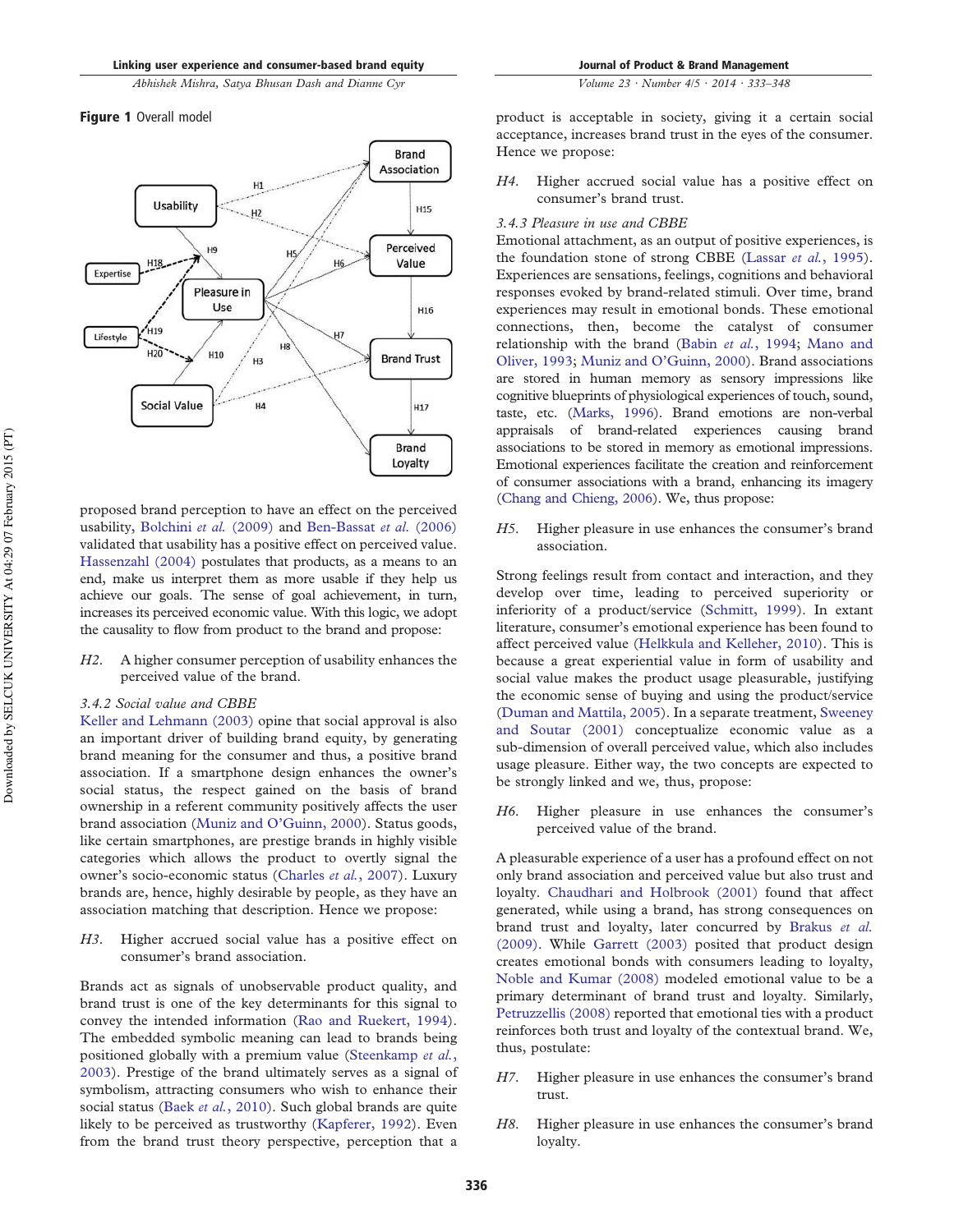**Figure 1** Overall model

proposed brand perception to have an effect on the perceived usability, Bolchini *et al.* (2009) and Ben-Bassat *et al.* (2006) validated that usability has a positive effect on perceived value. Hassenzahl (2004) postulates that products, as a means to an end, make us interpret them as more usable if they help us achieve our goals. The sense of goal achievement, in turn, increases its perceived economic value. With this logic, we adopt the causality to flow from product to the brand and propose:

*H2.* A higher consumer perception of usability enhances the perceived value of the brand.

### *3.4.2 Social value and CBBE*

Keller and Lehmann (2003) opine that social approval is also an important driver of building brand equity, by generating brand meaning for the consumer and thus, a positive brand association. If a smartphone design enhances the owner's social status, the respect gained on the basis of brand ownership in a referent community positively affects the user brand association (Muniz and O'Guinn, 2000). Status goods, like certain smartphones, are prestige brands in highly visible categories which allows the product to overtly signal the owner's socio-economic status (Charles *et al.*, 2007). Luxury brands are, hence, highly desirable by people, as they have an association matching that description. Hence we propose:

*H3.* Higher accrued social value has a positive effect on consumer's brand association.

Brands act as signals of unobservable product quality, and brand trust is one of the key determinants for this signal to convey the intended information (Rao and Ruekert, 1994). The embedded symbolic meaning can lead to brands being positioned globally with a premium value (Steenkamp *et al.*, 2003). Prestige of the brand ultimately serves as a signal of symbolism, attracting consumers who wish to enhance their social status (Baek *et al.*, 2010). Such global brands are quite likely to be perceived as trustworthy (Kapferer, 1992). Even from the brand trust theory perspective, perception that a product is acceptable in society, giving it a certain social acceptance, increases brand trust in the eyes of the consumer. Hence we propose:

*H4.* Higher accrued social value has a positive effect on consumer's brand trust.

### *3.4.3 Pleasure in use and CBBE*

Emotional attachment, as an output of positive experiences, is the foundation stone of strong CBBE (Lassar *et al.*, 1995). Experiences are sensations, feelings, cognitions and behavioral responses evoked by brand-related stimuli. Over time, brand experiences may result in emotional bonds. These emotional connections, then, become the catalyst of consumer relationship with the brand (Babin *et al.*, 1994; Mano and Oliver, 1993; Muniz and O'Guinn, 2000). Brand associations are stored in human memory as sensory impressions like cognitive blueprints of physiological experiences of touch, sound, taste, etc. (Marks, 1996). Brand emotions are non-verbal appraisals of brand-related experiences causing brand associations to be stored in memory as emotional impressions. Emotional experiences facilitate the creation and reinforcement of consumer associations with a brand, enhancing its imagery (Chang and Chieng, 2006). We, thus propose:

*H5.* Higher pleasure in use enhances the consumer's brand association.

Strong feelings result from contact and interaction, and they develop over time, leading to perceived superiority or inferiority of a product/service (Schmitt, 1999). In extant literature, consumer's emotional experience has been found to affect perceived value (Helkkula and Kelleher, 2010). This is because a great experiential value in form of usability and social value makes the product usage pleasurable, justifying the economic sense of buying and using the product/service (Duman and Mattila, 2005). In a separate treatment, Sweeney and Soutar (2001) conceptualize economic value as a sub-dimension of overall perceived value, which also includes usage pleasure. Either way, the two concepts are expected to be strongly linked and we, thus, propose:

*H6.* Higher pleasure in use enhances the consumer's perceived value of the brand.

A pleasurable experience of a user has a profound effect on not only brand association and perceived value but also trust and loyalty. Chaudhari and Holbrook (2001) found that affect generated, while using a brand, has strong consequences on brand trust and loyalty, later concurred by Brakus *et al.* (2009). While Garrett (2003) posited that product design creates emotional bonds with consumers leading to loyalty, Noble and Kumar (2008) modeled emotional value to be a primary determinant of brand trust and loyalty. Similarly, Petruzzellis (2008) reported that emotional ties with a product reinforces both trust and loyalty of the contextual brand. We, thus, postulate:

*H7.* Higher pleasure in use enhances the consumer's brand trust.

*H8.* Higher pleasure in use enhances the consumer's brand loyalty.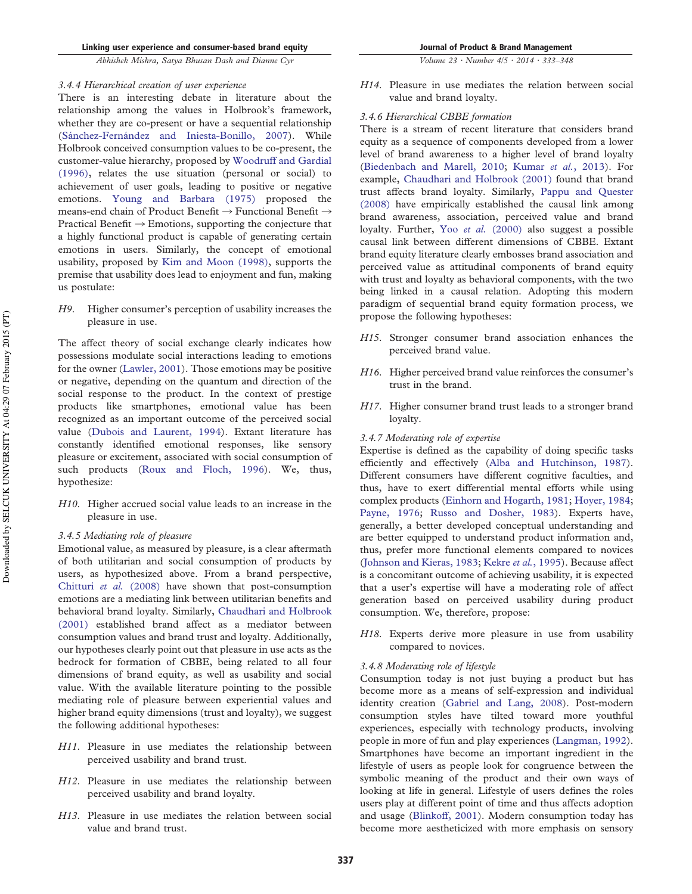### 3.4.4 Hierarchical creation of user experience

There is an interesting debate in literature about the relationship among the values in Holbrook's framework, whether they are co-present or have a sequential relationship (Sánchez-Fernández and Iniesta-Bonillo, 2007). While Holbrook conceived consumption values to be co-present, the customer-value hierarchy, proposed by Woodruff and Gardial (1996), relates the use situation (personal or social) to achievement of user goals, leading to positive or negative emotions. Young and Barbara (1975) proposed the means-end chain of Product Benefit → Functional Benefit → Practical Benefit → Emotions, supporting the conjecture that a highly functional product is capable of generating certain emotions in users. Similarly, the concept of emotional usability, proposed by Kim and Moon (1998), supports the premise that usability does lead to enjoyment and fun, making us postulate:

*H9.* Higher consumer's perception of usability increases the pleasure in use.

The affect theory of social exchange clearly indicates how possessions modulate social interactions leading to emotions for the owner (Lawler, 2001). Those emotions may be positive or negative, depending on the quantum and direction of the social response to the product. In the context of prestige products like smartphones, emotional value has been recognized as an important outcome of the perceived social value (Dubois and Laurent, 1994). Extant literature has constantly identified emotional responses, like sensory pleasure or excitement, associated with social consumption of such products (Roux and Floch, 1996). We, thus, hypothesize:

*H10.* Higher accrued social value leads to an increase in the pleasure in use.

### 3.4.5 Mediating role of pleasure

Emotional value, as measured by pleasure, is a clear aftermath of both utilitarian and social consumption of products by users, as hypothesized above. From a brand perspective, Chitturi *et al.* (2008) have shown that post-consumption emotions are a mediating link between utilitarian benefits and behavioral brand loyalty. Similarly, Chaudhari and Holbrook (2001) established brand affect as a mediator between consumption values and brand trust and loyalty. Additionally, our hypotheses clearly point out that pleasure in use acts as the bedrock for formation of CBBE, being related to all four dimensions of brand equity, as well as usability and social value. With the available literature pointing to the possible mediating role of pleasure between experiential values and higher brand equity dimensions (trust and loyalty), we suggest the following additional hypotheses:

*H11.* Pleasure in use mediates the relationship between perceived usability and brand trust.

*H12.* Pleasure in use mediates the relationship between perceived usability and brand loyalty.

*H13.* Pleasure in use mediates the relation between social value and brand trust.

*H14.* Pleasure in use mediates the relation between social value and brand loyalty.

### 3.4.6 Hierarchical CBBE formation

There is a stream of recent literature that considers brand equity as a sequence of components developed from a lower level of brand awareness to a higher level of brand loyalty (Biedenbach and Marell, 2010; Kumar *et al.*, 2013). For example, Chaudhari and Holbrook (2001) found that brand trust affects brand loyalty. Similarly, Pappu and Quester (2008) have empirically established the causal link among brand awareness, association, perceived value and brand loyalty. Further, Yoo *et al.* (2000) also suggest a possible causal link between different dimensions of CBBE. Extant brand equity literature clearly embosses brand association and perceived value as attitudinal components of brand equity with trust and loyalty as behavioral components, with the two being linked in a causal relation. Adopting this modern paradigm of sequential brand equity formation process, we propose the following hypotheses:

*H15.* Stronger consumer brand association enhances the perceived brand value.

*H16.* Higher perceived brand value reinforces the consumer's trust in the brand.

*H17.* Higher consumer brand trust leads to a stronger brand loyalty.

### 3.4.7 Moderating role of expertise

Expertise is defined as the capability of doing specific tasks efficiently and effectively (Alba and Hutchinson, 1987). Different consumers have different cognitive faculties, and thus, have to exert differential mental efforts while using complex products (Einhorn and Hogarth, 1981; Hoyer, 1984; Payne, 1976; Russo and Dosher, 1983). Experts have, generally, a better developed conceptual understanding and are better equipped to understand product information and, thus, prefer more functional elements compared to novices (Johnson and Kieras, 1983; Kekre *et al.*, 1995). Because affect is a concomitant outcome of achieving usability, it is expected that a user's expertise will have a moderating role of affect generation based on perceived usability during product consumption. We, therefore, propose:

*H18.* Experts derive more pleasure in use from usability compared to novices.

### 3.4.8 Moderating role of lifestyle

Consumption today is not just buying a product but has become more as a means of self-expression and individual identity creation (Gabriel and Lang, 2008). Post-modern consumption styles have tilted toward more youthful experiences, especially with technology products, involving people in more of fun and play experiences (Langman, 1992). Smartphones have become an important ingredient in the lifestyle of users as people look for congruence between the symbolic meaning of the product and their own ways of looking at life in general. Lifestyle of users defines the roles users play at different point of time and thus affects adoption and usage (Blinkoff, 2001). Modern consumption today has become more aestheticized with more emphasis on sensory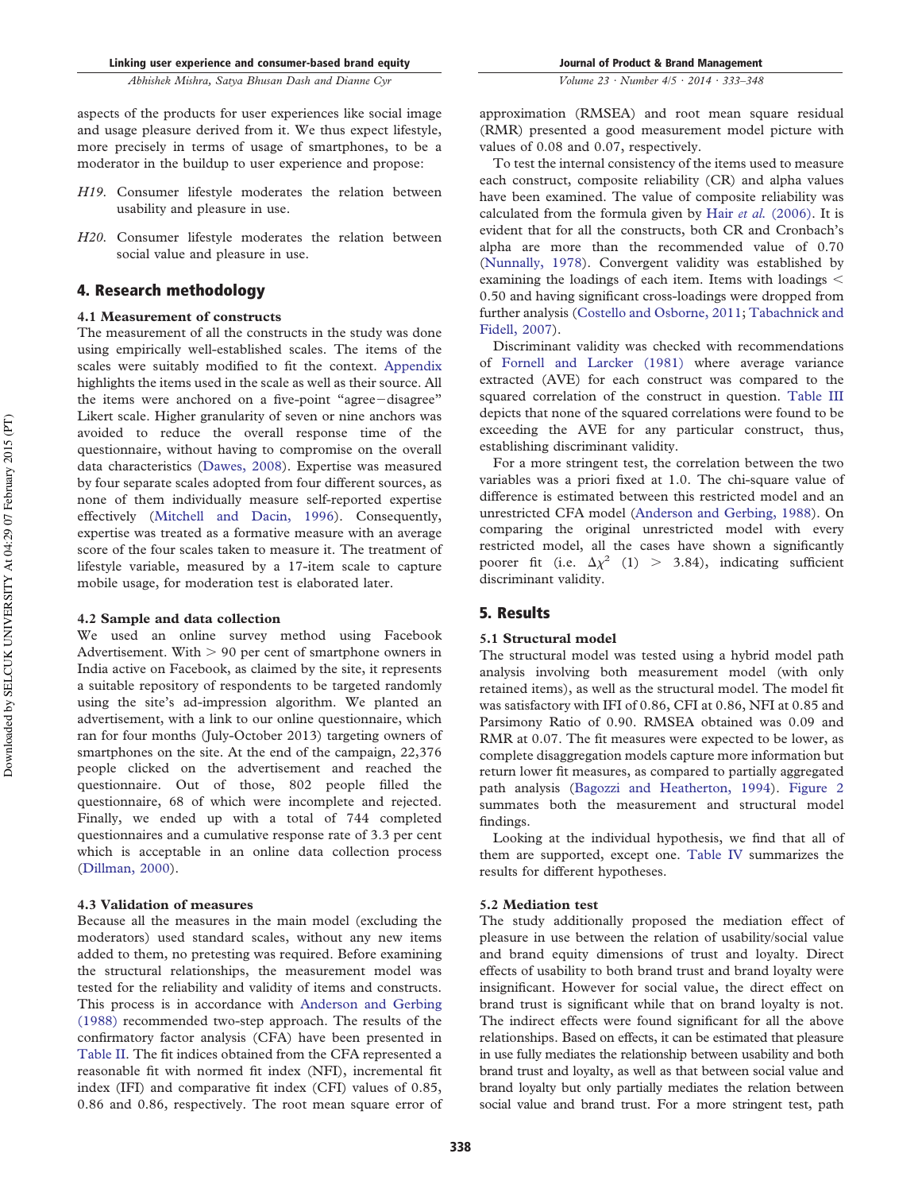aspects of the products for user experiences like social image and usage pleasure derived from it. We thus expect lifestyle, more precisely in terms of usage of smartphones, to be a moderator in the buildup to user experience and propose:

*H19*. Consumer lifestyle moderates the relation between usability and pleasure in use.

*H20*. Consumer lifestyle moderates the relation between social value and pleasure in use.

## 4. Research methodology

### 4.1 Measurement of constructs

The measurement of all the constructs in the study was done using empirically well-established scales. The items of the scales were suitably modified to fit the context. Appendix highlights the items used in the scale as well as their source. All the items were anchored on a five-point "agree–disagree" Likert scale. Higher granularity of seven or nine anchors was avoided to reduce the overall response time of the questionnaire, without having to compromise on the overall data characteristics (Dawes, 2008). Expertise was measured by four separate scales adopted from four different sources, as none of them individually measure self-reported expertise effectively (Mitchell and Dacin, 1996). Consequently, expertise was treated as a formative measure with an average score of the four scales taken to measure it. The treatment of lifestyle variable, measured by a 17-item scale to capture mobile usage, for moderation test is elaborated later.

### 4.2 Sample and data collection

We used an online survey method using Facebook Advertisement. With > 90 per cent of smartphone owners in India active on Facebook, as claimed by the site, it represents a suitable repository of respondents to be targeted randomly using the site's ad-impression algorithm. We planted an advertisement, with a link to our online questionnaire, which ran for four months (July-October 2013) targeting owners of smartphones on the site. At the end of the campaign, 22,376 people clicked on the advertisement and reached the questionnaire. Out of those, 802 people filled the questionnaire, 68 of which were incomplete and rejected. Finally, we ended up with a total of 744 completed questionnaires and a cumulative response rate of 3.3 per cent which is acceptable in an online data collection process (Dillman, 2000).

### 4.3 Validation of measures

Because all the measures in the main model (excluding the moderators) used standard scales, without any new items added to them, no pretesting was required. Before examining the structural relationships, the measurement model was tested for the reliability and validity of items and constructs. This process is in accordance with Anderson and Gerbing (1988) recommended two-step approach. The results of the confirmatory factor analysis (CFA) have been presented in Table II. The fit indices obtained from the CFA represented a reasonable fit with normed fit index (NFI), incremental fit index (IFI) and comparative fit index (CFI) values of 0.85, 0.86 and 0.86, respectively. The root mean square error of approximation (RMSEA) and root mean square residual (RMR) presented a good measurement model picture with values of 0.08 and 0.07, respectively.

To test the internal consistency of the items used to measure each construct, composite reliability (CR) and alpha values have been examined. The value of composite reliability was calculated from the formula given by Hair *et al.* (2006). It is evident that for all the constructs, both CR and Cronbach's alpha are more than the recommended value of 0.70 (Nunnally, 1978). Convergent validity was established by examining the loadings of each item. Items with loadings < 0.50 and having significant cross-loadings were dropped from further analysis (Costello and Osborne, 2011; Tabachnick and Fidell, 2007).

Discriminant validity was checked with recommendations of Fornell and Larcker (1981) where average variance extracted (AVE) for each construct was compared to the squared correlation of the construct in question. Table III depicts that none of the squared correlations were found to be exceeding the AVE for any particular construct, thus, establishing discriminant validity.

For a more stringent test, the correlation between the two variables was a priori fixed at 1.0. The chi-square value of difference is estimated between this restricted model and an unrestricted CFA model (Anderson and Gerbing, 1988). On comparing the original unrestricted model with every restricted model, all the cases have shown a significantly poorer fit (i.e. $\Delta\chi^2$ (1) > 3.84), indicating sufficient discriminant validity.

## 5. Results

### 5.1 Structural model

The structural model was tested using a hybrid model path analysis involving both measurement model (with only retained items), as well as the structural model. The model fit was satisfactory with IFI of 0.86, CFI at 0.86, NFI at 0.85 and Parsimony Ratio of 0.90. RMSEA obtained was 0.09 and RMR at 0.07. The fit measures were expected to be lower, as complete disaggregation models capture more information but return lower fit measures, as compared to partially aggregated path analysis (Bagozzi and Heatherton, 1994). Figure 2 summarizes both the measurement and structural model findings.

Looking at the individual hypothesis, we find that all of them are supported, except one. Table IV summarizes the results for different hypotheses.

### 5.2 Mediation test

The study additionally proposed the mediation effect of pleasure in use between the relation of usability/social value and brand equity dimensions of trust and loyalty. Direct effects of usability to both brand trust and brand loyalty were insignificant. However for social value, the direct effect on brand trust is significant while that on brand loyalty is not. The indirect effects were found significant for all the above relationships. Based on effects, it can be estimated that pleasure in use fully mediates the relationship between usability and both brand trust and loyalty, as well as that between social value and brand loyalty but only partially mediates the relation between social value and brand trust. For a more stringent test, path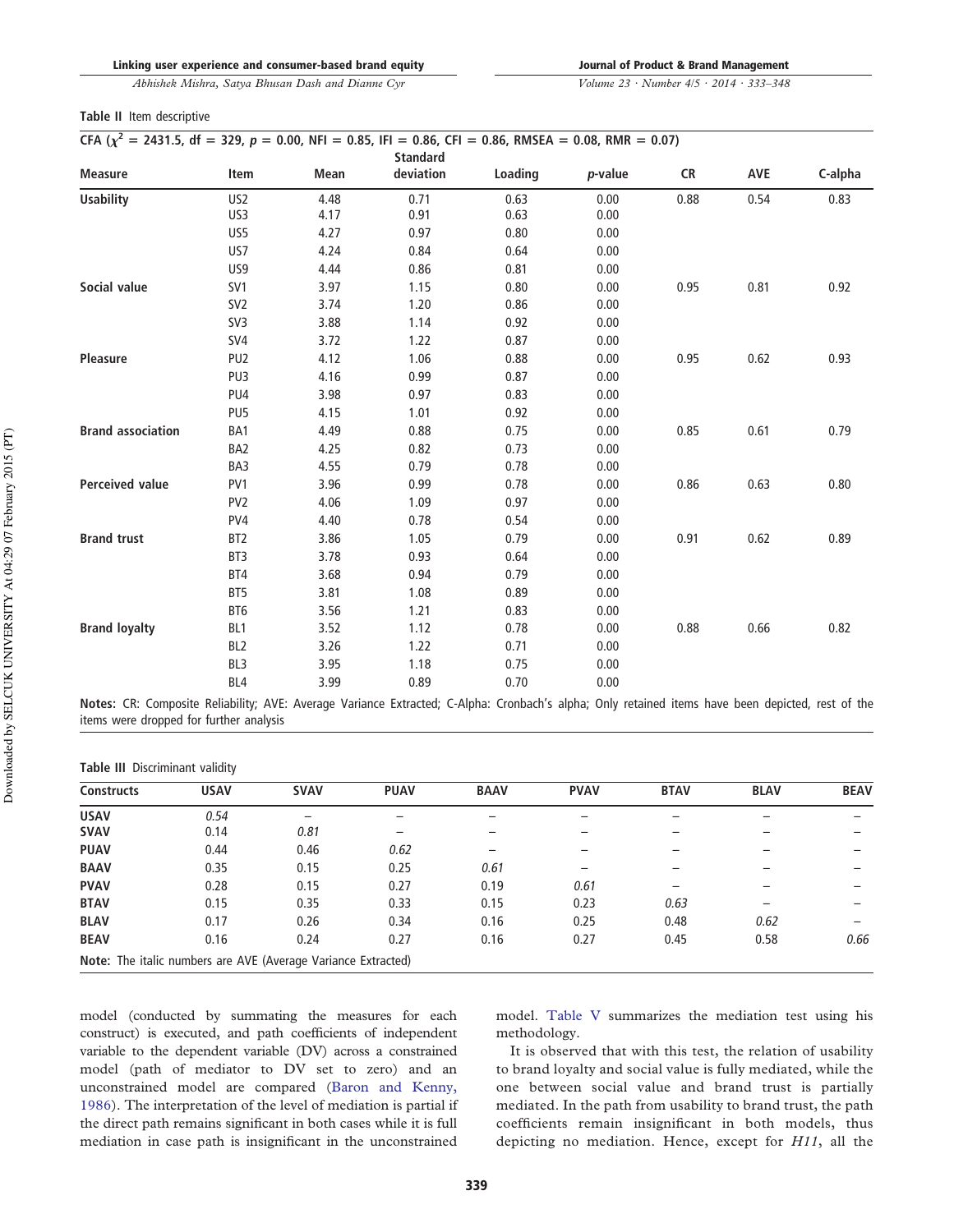**Table II** Item descriptive

CFA ($\chi^2$ = 2431.5, df = 329, $p$ = 0.00, NFI = 0.85, IFI = 0.86, CFI = 0.86, RMSEA = 0.08, RMR = 0.07)

| Measure | Item | Mean | Standard deviation | Loading | $p$-value | CR | AVE | C-alpha |
|---|---|---|---|---|---|---|---|---|
| **Usability** | US2 | 4.48 | 0.71 | 0.63 | 0.00 | 0.88 | 0.54 | 0.83 |
| | US3 | 4.17 | 0.91 | 0.63 | 0.00 | | | |
| | US5 | 4.27 | 0.97 | 0.80 | 0.00 | | | |
| | US7 | 4.24 | 0.84 | 0.64 | 0.00 | | | |
| | US9 | 4.44 | 0.86 | 0.81 | 0.00 | | | |
| **Social value** | SV1 | 3.97 | 1.15 | 0.80 | 0.00 | 0.95 | 0.81 | 0.92 |
| | SV2 | 3.74 | 1.20 | 0.86 | 0.00 | | | |
| | SV3 | 3.88 | 1.14 | 0.92 | 0.00 | | | |
| | SV4 | 3.72 | 1.22 | 0.87 | 0.00 | | | |
| **Pleasure** | PU2 | 4.12 | 1.06 | 0.88 | 0.00 | 0.95 | 0.62 | 0.93 |
| | PU3 | 4.16 | 0.99 | 0.87 | 0.00 | | | |
| | PU4 | 3.98 | 0.97 | 0.83 | 0.00 | | | |
| | PU5 | 4.15 | 1.01 | 0.92 | 0.00 | | | |
| **Brand association** | BA1 | 4.49 | 0.88 | 0.75 | 0.00 | 0.85 | 0.61 | 0.79 |
| | BA2 | 4.25 | 0.82 | 0.73 | 0.00 | | | |
| | BA3 | 4.55 | 0.79 | 0.78 | 0.00 | | | |
| **Perceived value** | PV1 | 3.96 | 0.99 | 0.78 | 0.00 | 0.86 | 0.63 | 0.80 |
| | PV2 | 4.06 | 1.09 | 0.97 | 0.00 | | | |
| | PV4 | 4.40 | 0.78 | 0.54 | 0.00 | | | |
| **Brand trust** | BT2 | 3.86 | 1.05 | 0.79 | 0.00 | 0.91 | 0.62 | 0.89 |
| | BT3 | 3.78 | 0.93 | 0.64 | 0.00 | | | |
| | BT4 | 3.68 | 0.94 | 0.79 | 0.00 | | | |
| | BT5 | 3.81 | 1.08 | 0.89 | 0.00 | | | |
| | BT6 | 3.56 | 1.21 | 0.83 | 0.00 | | | |
| **Brand loyalty** | BL1 | 3.52 | 1.12 | 0.78 | 0.00 | 0.88 | 0.66 | 0.82 |
| | BL2 | 3.26 | 1.22 | 0.71 | 0.00 | | | |
| | BL3 | 3.95 | 1.18 | 0.75 | 0.00 | | | |
| | BL4 | 3.99 | 0.89 | 0.70 | 0.00 | | | |

**Notes:** CR: Composite Reliability; AVE: Average Variance Extracted; C-Alpha: Cronbach's alpha; Only retained items have been depicted, rest of the items were dropped for further analysis

**Table III** Discriminant validity

| Constructs | USAV | SVAV | PUAV | BAAV | PVAV | BTAV | BLAV | BEAV |
|---|---|---|---|---|---|---|---|---|
| **USAV** | *0.54* | – | – | – | – | – | – | – |
| **SVAV** | 0.14 | *0.81* | – | – | – | – | – | – |
| **PUAV** | 0.44 | 0.46 | *0.62* | – | – | – | – | – |
| **BAAV** | 0.35 | 0.15 | 0.25 | *0.61* | – | – | – | – |
| **PVAV** | 0.28 | 0.15 | 0.27 | 0.19 | *0.61* | – | – | – |
| **BTAV** | 0.15 | 0.35 | 0.33 | 0.15 | 0.23 | *0.63* | – | – |
| **BLAV** | 0.17 | 0.26 | 0.34 | 0.16 | 0.25 | 0.48 | *0.62* | – |
| **BEAV** | 0.16 | 0.24 | 0.27 | 0.16 | 0.27 | 0.45 | 0.58 | *0.66* |

**Note:** The italic numbers are AVE (Average Variance Extracted)

model (conducted by summating the measures for each construct) is executed, and path coefficients of independent variable to the dependent variable (DV) across a constrained model (path of mediator to DV set to zero) and an unconstrained model are compared (Baron and Kenny, 1986). The interpretation of the level of mediation is partial if the direct path remains significant in both cases while it is full mediation in case path is insignificant in the unconstrained model. Table V summarizes the mediation test using his methodology.

It is observed that with this test, the relation of usability to brand loyalty and social value is fully mediated, while the one between social value and brand trust is partially mediated. In the path from usability to brand trust, the path coefficients remain insignificant in both models, thus depicting no mediation. Hence, except for *H11*, all the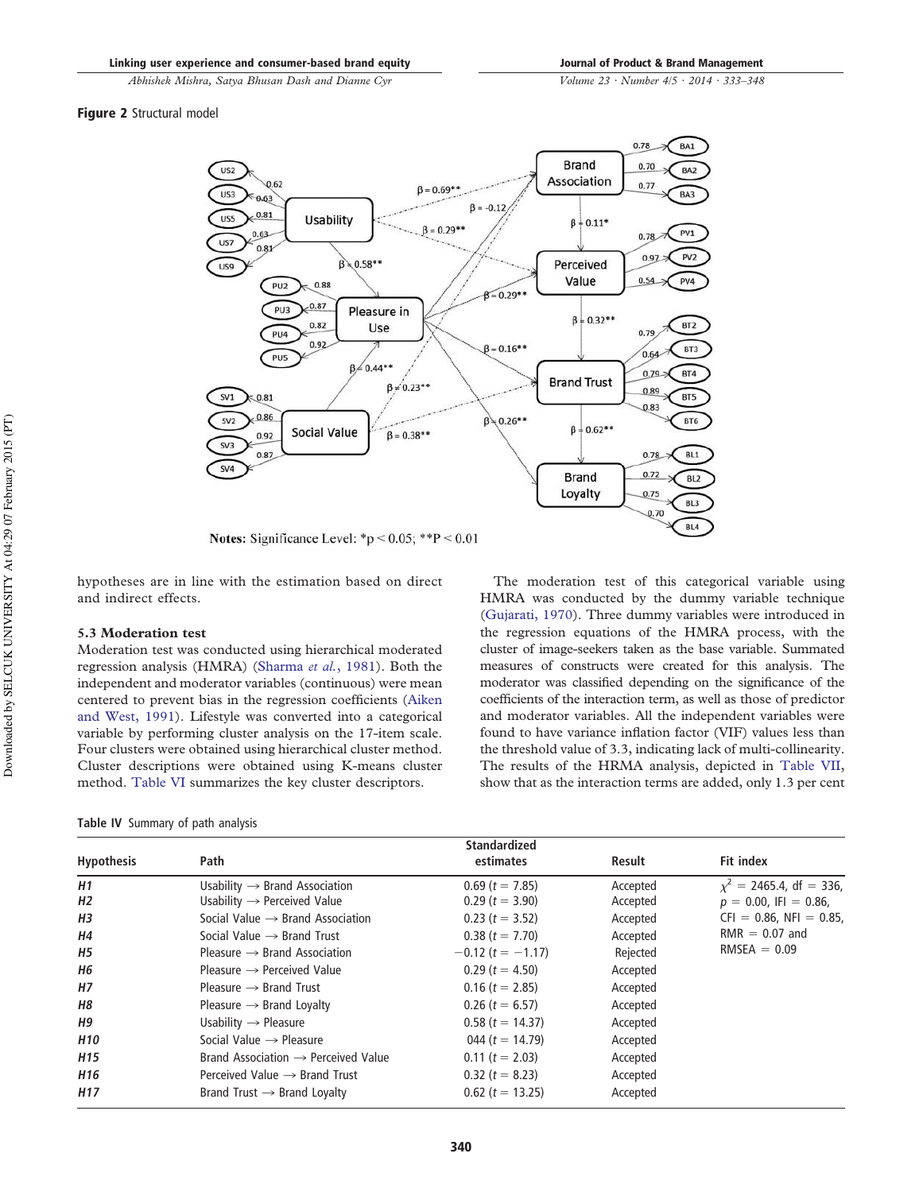**Figure 2** Structural model

Notes: Significance Level: *p < 0.05; **P < 0.01

hypotheses are in line with the estimation based on direct and indirect effects.

### 5.3 Moderation test

Moderation test was conducted using hierarchical moderated regression analysis (HMRA) (Sharma *et al.*, 1981). Both the independent and moderator variables (continuous) were mean centered to prevent bias in the regression coefficients (Aiken and West, 1991). Lifestyle was converted into a categorical variable by performing cluster analysis on the 17-item scale. Four clusters were obtained using hierarchical cluster method. Cluster descriptions were obtained using K-means cluster method. Table VI summarizes the key cluster descriptors.

The moderation test of this categorical variable using HMRA was conducted by the dummy variable technique (Gujarati, 1970). Three dummy variables were introduced in the regression equations of the HMRA process, with the cluster of image-seekers taken as the base variable. Summated measures of constructs were created for this analysis. The moderator was classified depending on the significance of the coefficients of the interaction term, as well as those of predictor and moderator variables. All the independent variables were found to have variance inflation factor (VIF) values less than the threshold value of 3.3, indicating lack of multi-collinearity. The results of the HRMA analysis, depicted in Table VII, show that as the interaction terms are added, only 1.3 per cent

**Table IV** Summary of path analysis

| Hypothesis | Path | Standardized estimates | Result | Fit index |
|---|---|---|---|---|
| *H1* | Usability → Brand Association | 0.69 ($t$ = 7.85) | Accepted | $\chi^2$ = 2465.4, df = 336, $p$ = 0.00, IFI = 0.86, CFI = 0.86, NFI = 0.85, RMR = 0.07 and RMSEA = 0.09 |
| *H2* | Usability → Perceived Value | 0.29 ($t$ = 3.90) | Accepted | |
| *H3* | Social Value → Brand Association | 0.23 ($t$ = 3.52) | Accepted | |
| *H4* | Social Value → Brand Trust | 0.38 ($t$ = 7.70) | Accepted | |
| *H5* | Pleasure → Brand Association | −0.12 ($t$ = −1.17) | Rejected | |
| *H6* | Pleasure → Perceived Value | 0.29 ($t$ = 4.50) | Accepted | |
| *H7* | Pleasure → Brand Trust | 0.16 ($t$ = 2.85) | Accepted | |
| *H8* | Pleasure → Brand Loyalty | 0.26 ($t$ = 6.57) | Accepted | |
| *H9* | Usability → Pleasure | 0.58 ($t$ = 14.37) | Accepted | |
| *H10* | Social Value → Pleasure | 044 ($t$ = 14.79) | Accepted | |
| *H15* | Brand Association → Perceived Value | 0.11 ($t$ = 2.03) | Accepted | |
| *H16* | Perceived Value → Brand Trust | 0.32 ($t$ = 8.23) | Accepted | |
| *H17* | Brand Trust → Brand Loyalty | 0.62 ($t$ = 13.25) | Accepted | |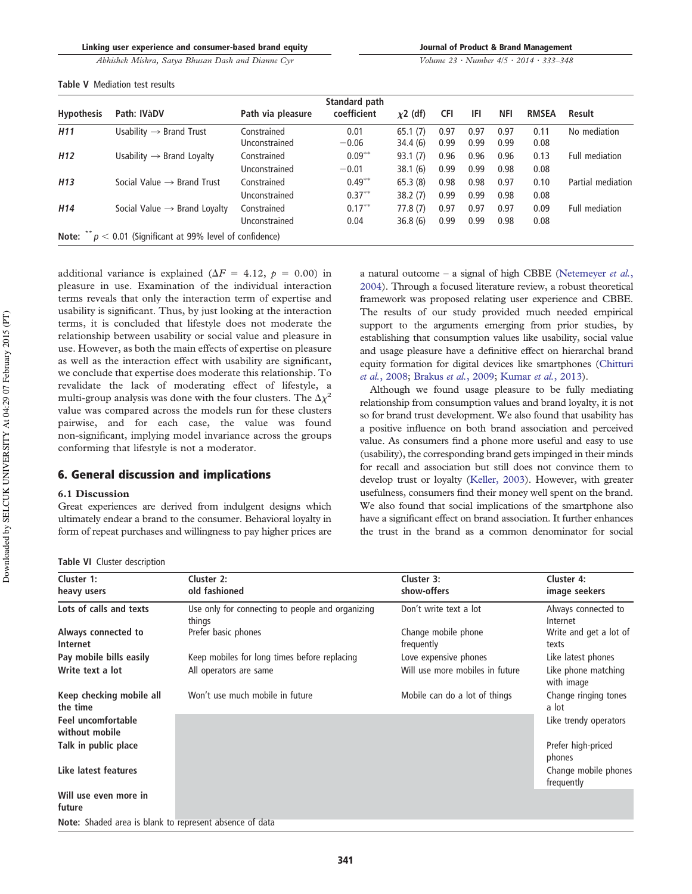Table V Mediation test results

| Hypothesis | Path: IVàDV | Path via pleasure | Standard path coefficient | $\chi2$ (df) | CFI | IFI | NFI | RMSEA | Result |
|---|---|---|---|---|---|---|---|---|---|
| *H11* | Usability → Brand Trust | Constrained | 0.01 | 65.1 (7) | 0.97 | 0.97 | 0.97 | 0.11 | No mediation |
| | | Unconstrained | −0.06 | 34.4 (6) | 0.99 | 0.99 | 0.99 | 0.08 | |
| *H12* | Usability → Brand Loyalty | Constrained | 0.09** | 93.1 (7) | 0.96 | 0.96 | 0.96 | 0.13 | Full mediation |
| | | Unconstrained | −0.01 | 38.1 (6) | 0.99 | 0.99 | 0.98 | 0.08 | |
| *H13* | Social Value → Brand Trust | Constrained | 0.49** | 65.3 (8) | 0.98 | 0.98 | 0.97 | 0.10 | Partial mediation |
| | | Unconstrained | 0.37** | 38.2 (7) | 0.99 | 0.99 | 0.98 | 0.08 | |
| *H14* | Social Value → Brand Loyalty | Constrained | 0.17** | 77.8 (7) | 0.97 | 0.97 | 0.97 | 0.09 | Full mediation |
| | | Unconstrained | 0.04 | 36.8 (6) | 0.99 | 0.99 | 0.98 | 0.08 | |

**Note:** ** $p < 0.01$ (Significant at 99% level of confidence)

additional variance is explained ($\Delta F = 4.12$, $p = 0.00$) in pleasure in use. Examination of the individual interaction terms reveals that only the interaction term of expertise and usability is significant. Thus, by just looking at the interaction terms, it is concluded that lifestyle does not moderate the relationship between usability or social value and pleasure in use. However, as both the main effects of expertise on pleasure as well as the interaction effect with usability are significant, we conclude that expertise does moderate this relationship. To revalidate the lack of moderating effect of lifestyle, a multi-group analysis was done with the four clusters. The $\Delta\chi^2$ value was compared across the models run for these clusters pairwise, and for each case, the value was found non-significant, implying model invariance across the groups conforming that lifestyle is not a moderator.

## 6. General discussion and implications

### 6.1 Discussion

Great experiences are derived from indulgent designs which ultimately endear a brand to the consumer. Behavioral loyalty in form of repeat purchases and willingness to pay higher prices are a natural outcome – a signal of high CBBE (Netemeyer *et al.*, 2004). Through a focused literature review, a robust theoretical framework was proposed relating user experience and CBBE. The results of our study provided much needed empirical support to the arguments emerging from prior studies, by establishing that consumption values like usability, social value and usage pleasure have a definitive effect on hierarchal brand equity formation for digital devices like smartphones (Chitturi *et al.*, 2008; Brakus *et al.*, 2009; Kumar *et al.*, 2013).

Although we found usage pleasure to be fully mediating relationship from consumption values and brand loyalty, it is not so for brand trust development. We also found that usability has a positive influence on both brand association and perceived value. As consumers find a phone more useful and easy to use (usability), the corresponding brand gets impinged in their minds for recall and association but still does not convince them to develop trust or loyalty (Keller, 2003). However, with greater usefulness, consumers find their money well spent on the brand. We also found that social implications of the smartphone also have a significant effect on brand association. It further enhances the trust in the brand as a common denominator for social

Table VI Cluster description

| Cluster 1: heavy users | Cluster 2: old fashioned | Cluster 3: show-offers | Cluster 4: image seekers |
|---|---|---|---|
| Lots of calls and texts | Use only for connecting to people and organizing things | Don't write text a lot | Always connected to Internet |
| Always connected to Internet | Prefer basic phones | Change mobile phone frequently | Write and get a lot of texts |
| Pay mobile bills easily | Keep mobiles for long times before replacing | Love expensive phones | Like latest phones |
| Write text a lot | All operators are same | Will use more mobiles in future | Like phone matching with image |
| Keep checking mobile all the time | Won't use much mobile in future | Mobile can do a lot of things | Change ringing tones a lot |
| Feel uncomfortable without mobile | | | Like trendy operators |
| Talk in public place | | | Prefer high-priced phones |
| Like latest features | | | Change mobile phones frequently |
| Will use even more in future | | | |

**Note:** Shaded area is blank to represent absence of data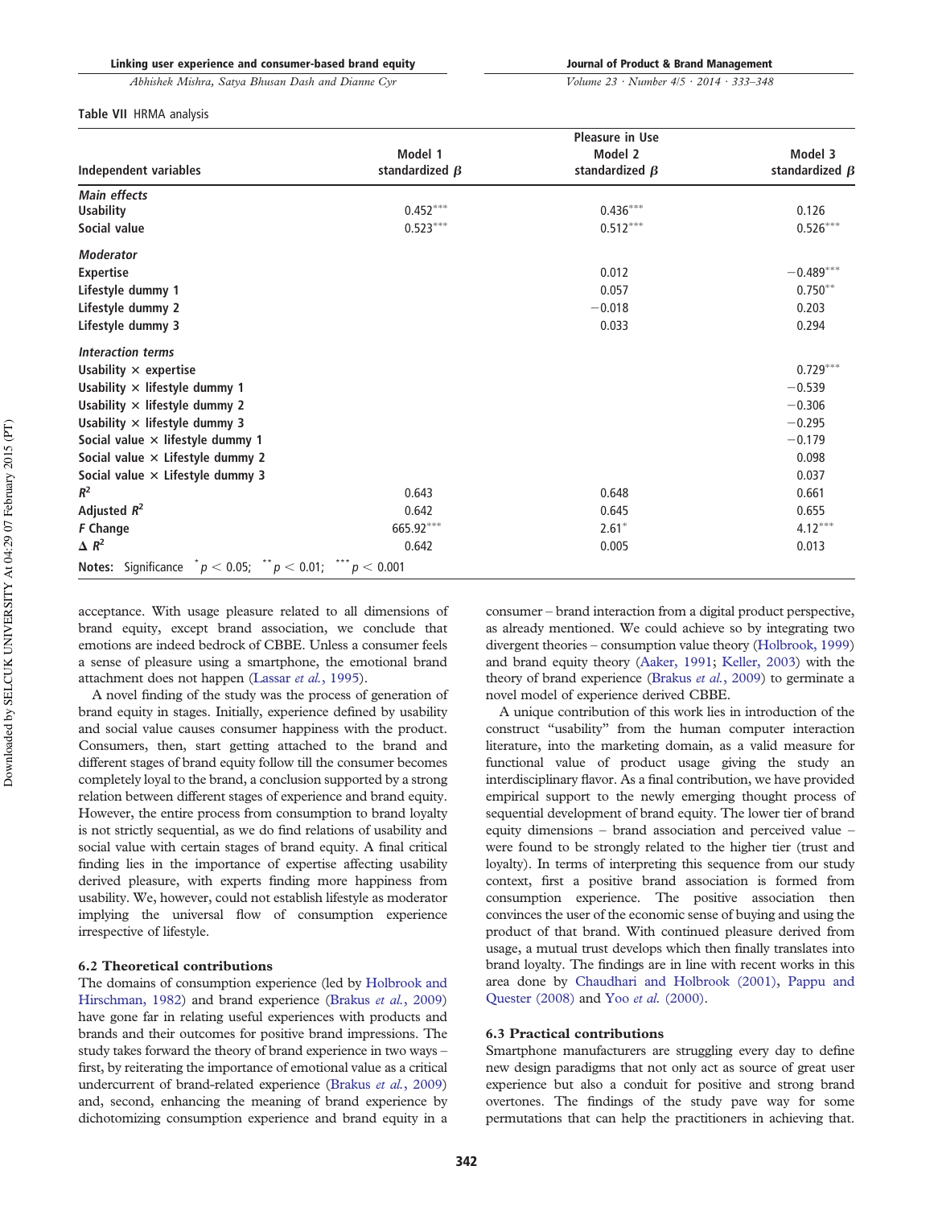Table VII HRMA analysis

| Independent variables | Pleasure in Use Model 1 standardized $\beta$ | Model 2 standardized $\beta$ | Model 3 standardized $\beta$ |
|---|---|---|---|
| ***Main effects*** | | | |
| Usability | $0.452^{***}$ | $0.436^{***}$ | 0.126 |
| Social value | $0.523^{***}$ | $0.512^{***}$ | $0.526^{***}$ |
| ***Moderator*** | | | |
| Expertise | | 0.012 | $-0.489^{***}$ |
| Lifestyle dummy 1 | | 0.057 | $0.750^{**}$ |
| Lifestyle dummy 2 | | $-0.018$ | 0.203 |
| Lifestyle dummy 3 | | 0.033 | 0.294 |
| ***Interaction terms*** | | | |
| Usability × expertise | | | $0.729^{***}$ |
| Usability × lifestyle dummy 1 | | | $-0.539$ |
| Usability × lifestyle dummy 2 | | | $-0.306$ |
| Usability × lifestyle dummy 3 | | | $-0.295$ |
| Social value × lifestyle dummy 1 | | | $-0.179$ |
| Social value × Lifestyle dummy 2 | | | 0.098 |
| Social value × Lifestyle dummy 3 | | | 0.037 |
| $R^2$ | 0.643 | 0.648 | 0.661 |
| Adjusted $R^2$ | 0.642 | 0.645 | 0.655 |
| *F* Change | $665.92^{***}$ | $2.61^{*}$ | $4.12^{***}$ |
| $\Delta$ $R^2$ | 0.642 | 0.005 | 0.013 |

**Notes:** Significance $^{*}p < 0.05$; $^{**}p < 0.01$; $^{***}p < 0.001$

acceptance. With usage pleasure related to all dimensions of brand equity, except brand association, we conclude that emotions are indeed bedrock of CBBE. Unless a consumer feels a sense of pleasure using a smartphone, the emotional brand attachment does not happen (Lassar *et al.*, 1995).

A novel finding of the study was the process of generation of brand equity in stages. Initially, experience defined by usability and social value causes consumer happiness with the product. Consumers, then, start getting attached to the brand and different stages of brand equity follow till the consumer becomes completely loyal to the brand, a conclusion supported by a strong relation between different stages of experience and brand equity. However, the entire process from consumption to brand loyalty is not strictly sequential, as we do find relations of usability and social value with certain stages of brand equity. A final critical finding lies in the importance of expertise affecting usability derived pleasure, with experts finding more happiness from usability. We, however, could not establish lifestyle as moderator implying the universal flow of consumption experience irrespective of lifestyle.

### 6.2 Theoretical contributions

The domains of consumption experience (led by Holbrook and Hirschman, 1982) and brand experience (Brakus *et al.*, 2009) have gone far in relating useful experiences with products and brands and their outcomes for positive brand impressions. The study takes forward the theory of brand experience in two ways – first, by reiterating the importance of emotional value as a critical undercurrent of brand-related experience (Brakus *et al.*, 2009) and, second, enhancing the meaning of brand experience by dichotomizing consumption experience and brand equity in a consumer – brand interaction from a digital product perspective, as already mentioned. We could achieve so by integrating two divergent theories – consumption value theory (Holbrook, 1999) and brand equity theory (Aaker, 1991; Keller, 2003) with the theory of brand experience (Brakus *et al.*, 2009) to germinate a novel model of experience derived CBBE.

A unique contribution of this work lies in introduction of the construct "usability" from the human computer interaction literature, into the marketing domain, as a valid measure for functional value of product usage giving the study an interdisciplinary flavor. As a final contribution, we have provided empirical support to the newly emerging thought process of sequential development of brand equity. The lower tier of brand equity dimensions – brand association and perceived value – were found to be strongly related to the higher tier (trust and loyalty). In terms of interpreting this sequence from our study context, first a positive brand association is formed from consumption experience. The positive association then convinces the user of the economic sense of buying and using the product of that brand. With continued pleasure derived from usage, a mutual trust develops which then finally translates into brand loyalty. The findings are in line with recent works in this area done by Chaudhari and Holbrook (2001), Pappu and Quester (2008) and Yoo *et al.* (2000).

### 6.3 Practical contributions

Smartphone manufacturers are struggling every day to define new design paradigms that not only act as source of great user experience but also a conduit for positive and strong brand overtones. The findings of the study pave way for some permutations that can help the practitioners in achieving that.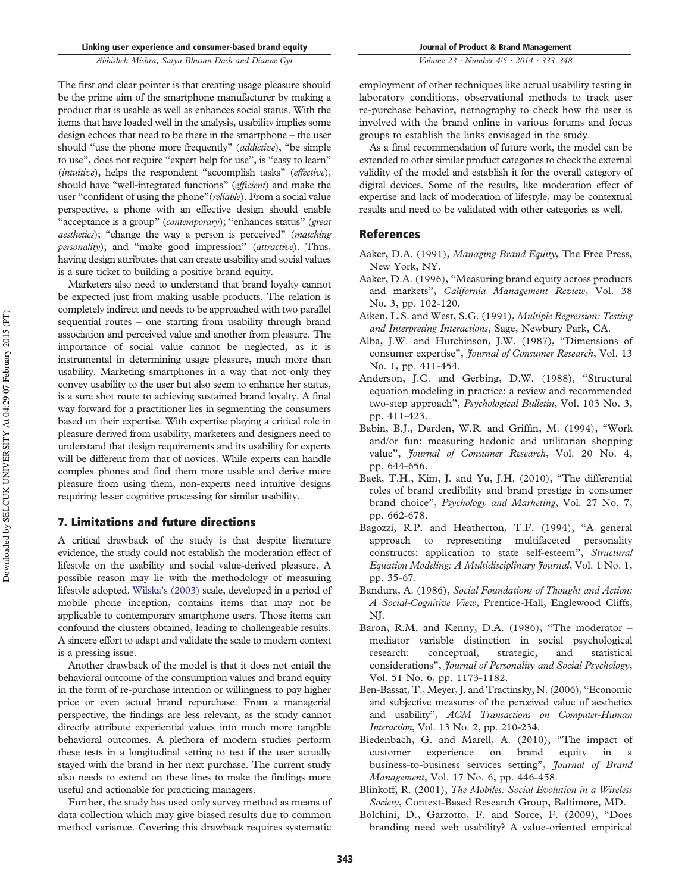The first and clear pointer is that creating usage pleasure should be the prime aim of the smartphone manufacturer by making a product that is usable as well as enhances social status. With the items that have loaded well in the analysis, usability implies some design echoes that need to be there in the smartphone – the user should "use the phone more frequently" (*addictive*), "be simple to use", does not require "expert help for use", is "easy to learn" (*intuitive*), helps the respondent "accomplish tasks" (*effective*), should have "well-integrated functions" (*efficient*) and make the user "confident of using the phone"(*reliable*). From a social value perspective, a phone with an effective design should enable "acceptance is a group" (*contemporary*); "enhances status" (*great aesthetics*); "change the way a person is perceived" (*matching personality*); and "make good impression" (*attractive*). Thus, having design attributes that can create usability and social values is a sure ticket to building a positive brand equity.

Marketers also need to understand that brand loyalty cannot be expected just from making usable products. The relation is completely indirect and needs to be approached with two parallel sequential routes – one starting from usability through brand association and perceived value and another from pleasure. The importance of social value cannot be neglected, as it is instrumental in determining usage pleasure, much more than usability. Marketing smartphones in a way that not only they convey usability to the user but also seem to enhance her status, is a sure shot route to achieving sustained brand loyalty. A final way forward for a practitioner lies in segmenting the consumers based on their expertise. With expertise playing a critical role in pleasure derived from usability, marketers and designers need to understand that design requirements and its usability for experts will be different from that of novices. While experts can handle complex phones and find them more usable and derive more pleasure from using them, non-experts need intuitive designs requiring lesser cognitive processing for similar usability.

## 7. Limitations and future directions

A critical drawback of the study is that despite literature evidence, the study could not establish the moderation effect of lifestyle on the usability and social value-derived pleasure. A possible reason may lie with the methodology of measuring lifestyle adopted. Wilska's (2003) scale, developed in a period of mobile phone inception, contains items that may not be applicable to contemporary smartphone users. Those items can confound the clusters obtained, leading to challengeable results. A sincere effort to adapt and validate the scale to modern context is a pressing issue.

Another drawback of the model is that it does not entail the behavioral outcome of the consumption values and brand equity in the form of re-purchase intention or willingness to pay higher price or even actual brand repurchase. From a managerial perspective, the findings are less relevant, as the study cannot directly attribute experiential values into much more tangible behavioral outcomes. A plethora of modern studies perform these tests in a longitudinal setting to test if the user actually stayed with the brand in her next purchase. The current study also needs to extend on these lines to make the findings more useful and actionable for practicing managers.

Further, the study has used only survey method as means of data collection which may give biased results due to common method variance. Covering this drawback requires systematic employment of other techniques like actual usability testing in laboratory conditions, observational methods to track user re-purchase behavior, netnography to check how the user is involved with the brand online in various forums and focus groups to establish the links envisaged in the study.

As a final recommendation of future work, the model can be extended to other similar product categories to check the external validity of the model and establish it for the overall category of digital devices. Some of the results, like moderation effect of expertise and lack of moderation of lifestyle, may be contextual results and need to be validated with other categories as well.

## References

Aaker, D.A. (1991), *Managing Brand Equity*, The Free Press, New York, NY.

Aaker, D.A. (1996), "Measuring brand equity across products and markets", *California Management Review*, Vol. 38 No. 3, pp. 102-120.

Aiken, L.S. and West, S.G. (1991), *Multiple Regression: Testing and Interpreting Interactions*, Sage, Newbury Park, CA.

Alba, J.W. and Hutchinson, J.W. (1987), "Dimensions of consumer expertise", *Journal of Consumer Research*, Vol. 13 No. 1, pp. 411-454.

Anderson, J.C. and Gerbing, D.W. (1988), "Structural equation modeling in practice: a review and recommended two-step approach", *Psychological Bulletin*, Vol. 103 No. 3, pp. 411-423.

Babin, B.J., Darden, W.R. and Griffin, M. (1994), "Work and/or fun: measuring hedonic and utilitarian shopping value", *Journal of Consumer Research*, Vol. 20 No. 4, pp. 644-656.

Baek, T.H., Kim, J. and Yu, J.H. (2010), "The differential roles of brand credibility and brand prestige in consumer brand choice", *Psychology and Marketing*, Vol. 27 No. 7, pp. 662-678.

Bagozzi, R.P. and Heatherton, T.F. (1994), "A general approach to representing multifaceted personality constructs: application to state self-esteem", *Structural Equation Modeling: A Multidisciplinary Journal*, Vol. 1 No. 1, pp. 35-67.

Bandura, A. (1986), *Social Foundations of Thought and Action: A Social-Cognitive View*, Prentice-Hall, Englewood Cliffs, NJ.

Baron, R.M. and Kenny, D.A. (1986), "The moderator – mediator variable distinction in social psychological research: conceptual, strategic, and statistical considerations", *Journal of Personality and Social Psychology*, Vol. 51 No. 6, pp. 1173-1182.

Ben-Bassat, T., Meyer, J. and Tractinsky, N. (2006), "Economic and subjective measures of the perceived value of aesthetics and usability", *ACM Transactions on Computer-Human Interaction*, Vol. 13 No. 2, pp. 210-234.

Biedenbach, G. and Marell, A. (2010), "The impact of customer experience on brand equity in a business-to-business services setting", *Journal of Brand Management*, Vol. 17 No. 6, pp. 446-458.

Blinkoff, R. (2001), *The Mobiles: Social Evolution in a Wireless Society*, Context-Based Research Group, Baltimore, MD.

Bolchini, D., Garzotto, F. and Sorce, F. (2009), "Does branding need web usability? A value-oriented empirical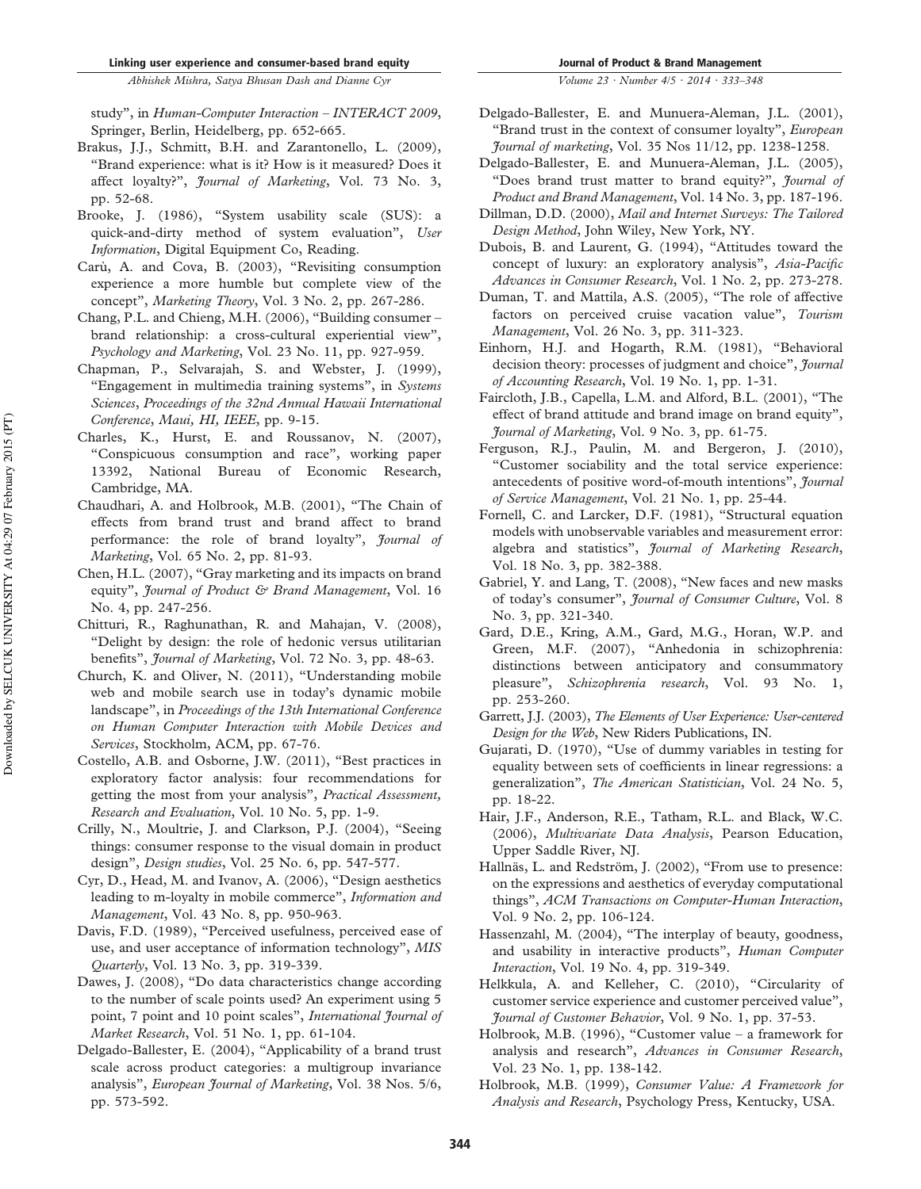study", in *Human-Computer Interaction – INTERACT 2009*, Springer, Berlin, Heidelberg, pp. 652-665.

Brakus, J.J., Schmitt, B.H. and Zarantonello, L. (2009), "Brand experience: what is it? How is it measured? Does it affect loyalty?", *Journal of Marketing*, Vol. 73 No. 3, pp. 52-68.

Brooke, J. (1986), "System usability scale (SUS): a quick-and-dirty method of system evaluation", *User Information*, Digital Equipment Co, Reading.

Carù, A. and Cova, B. (2003), "Revisiting consumption experience a more humble but complete view of the concept", *Marketing Theory*, Vol. 3 No. 2, pp. 267-286.

Chang, P.L. and Chieng, M.H. (2006), "Building consumer – brand relationship: a cross-cultural experiential view", *Psychology and Marketing*, Vol. 23 No. 11, pp. 927-959.

Chapman, P., Selvarajah, S. and Webster, J. (1999), "Engagement in multimedia training systems", in *Systems Sciences, Proceedings of the 32nd Annual Hawaii International Conference, Maui, HI, IEEE*, pp. 9-15.

Charles, K., Hurst, E. and Roussanov, N. (2007), "Conspicuous consumption and race", working paper 13392, National Bureau of Economic Research, Cambridge, MA.

Chaudhari, A. and Holbrook, M.B. (2001), "The Chain of effects from brand trust and brand affect to brand performance: the role of brand loyalty", *Journal of Marketing*, Vol. 65 No. 2, pp. 81-93.

Chen, H.L. (2007), "Gray marketing and its impacts on brand equity", *Journal of Product & Brand Management*, Vol. 16 No. 4, pp. 247-256.

Chitturi, R., Raghunathan, R. and Mahajan, V. (2008), "Delight by design: the role of hedonic versus utilitarian benefits", *Journal of Marketing*, Vol. 72 No. 3, pp. 48-63.

Church, K. and Oliver, N. (2011), "Understanding mobile web and mobile search use in today's dynamic mobile landscape", in *Proceedings of the 13th International Conference on Human Computer Interaction with Mobile Devices and Services*, Stockholm, ACM, pp. 67-76.

Costello, A.B. and Osborne, J.W. (2011), "Best practices in exploratory factor analysis: four recommendations for getting the most from your analysis", *Practical Assessment, Research and Evaluation*, Vol. 10 No. 5, pp. 1-9.

Crilly, N., Moultrie, J. and Clarkson, P.J. (2004), "Seeing things: consumer response to the visual domain in product design", *Design studies*, Vol. 25 No. 6, pp. 547-577.

Cyr, D., Head, M. and Ivanov, A. (2006), "Design aesthetics leading to m-loyalty in mobile commerce", *Information and Management*, Vol. 43 No. 8, pp. 950-963.

Davis, F.D. (1989), "Perceived usefulness, perceived ease of use, and user acceptance of information technology", *MIS Quarterly*, Vol. 13 No. 3, pp. 319-339.

Dawes, J. (2008), "Do data characteristics change according to the number of scale points used? An experiment using 5 point, 7 point and 10 point scales", *International Journal of Market Research*, Vol. 51 No. 1, pp. 61-104.

Delgado-Ballester, E. (2004), "Applicability of a brand trust scale across product categories: a multigroup invariance analysis", *European Journal of Marketing*, Vol. 38 Nos. 5/6, pp. 573-592.

Delgado-Ballester, E. and Munuera-Aleman, J.L. (2001), "Brand trust in the context of consumer loyalty", *European Journal of marketing*, Vol. 35 Nos 11/12, pp. 1238-1258.

Delgado-Ballester, E. and Munuera-Aleman, J.L. (2005), "Does brand trust matter to brand equity?", *Journal of Product and Brand Management*, Vol. 14 No. 3, pp. 187-196.

Dillman, D.D. (2000), *Mail and Internet Surveys: The Tailored Design Method*, John Wiley, New York, NY.

Dubois, B. and Laurent, G. (1994), "Attitudes toward the concept of luxury: an exploratory analysis", *Asia-Pacific Advances in Consumer Research*, Vol. 1 No. 2, pp. 273-278.

Duman, T. and Mattila, A.S. (2005), "The role of affective factors on perceived cruise vacation value", *Tourism Management*, Vol. 26 No. 3, pp. 311-323.

Einhorn, H.J. and Hogarth, R.M. (1981), "Behavioral decision theory: processes of judgment and choice", *Journal of Accounting Research*, Vol. 19 No. 1, pp. 1-31.

Faircloth, J.B., Capella, L.M. and Alford, B.L. (2001), "The effect of brand attitude and brand image on brand equity", *Journal of Marketing*, Vol. 9 No. 3, pp. 61-75.

Ferguson, R.J., Paulin, M. and Bergeron, J. (2010), "Customer sociability and the total service experience: antecedents of positive word-of-mouth intentions", *Journal of Service Management*, Vol. 21 No. 1, pp. 25-44.

Fornell, C. and Larcker, D.F. (1981), "Structural equation models with unobservable variables and measurement error: algebra and statistics", *Journal of Marketing Research*, Vol. 18 No. 3, pp. 382-388.

Gabriel, Y. and Lang, T. (2008), "New faces and new masks of today's consumer", *Journal of Consumer Culture*, Vol. 8 No. 3, pp. 321-340.

Gard, D.E., Kring, A.M., Gard, M.G., Horan, W.P. and Green, M.F. (2007), "Anhedonia in schizophrenia: distinctions between anticipatory and consummatory pleasure", *Schizophrenia research*, Vol. 93 No. 1, pp. 253-260.

Garrett, J.J. (2003), *The Elements of User Experience: User-centered Design for the Web*, New Riders Publications, IN.

Gujarati, D. (1970), "Use of dummy variables in testing for equality between sets of coefficients in linear regressions: a generalization", *The American Statistician*, Vol. 24 No. 5, pp. 18-22.

Hair, J.F., Anderson, R.E., Tatham, R.L. and Black, W.C. (2006), *Multivariate Data Analysis*, Pearson Education, Upper Saddle River, NJ.

Hallnäs, L. and Redström, J. (2002), "From use to presence: on the expressions and aesthetics of everyday computational things", *ACM Transactions on Computer-Human Interaction*, Vol. 9 No. 2, pp. 106-124.

Hassenzahl, M. (2004), "The interplay of beauty, goodness, and usability in interactive products", *Human Computer Interaction*, Vol. 19 No. 4, pp. 319-349.

Helkkula, A. and Kelleher, C. (2010), "Circularity of customer service experience and customer perceived value", *Journal of Customer Behavior*, Vol. 9 No. 1, pp. 37-53.

Holbrook, M.B. (1996), "Customer value – a framework for analysis and research", *Advances in Consumer Research*, Vol. 23 No. 1, pp. 138-142.

Holbrook, M.B. (1999), *Consumer Value: A Framework for Analysis and Research*, Psychology Press, Kentucky, USA.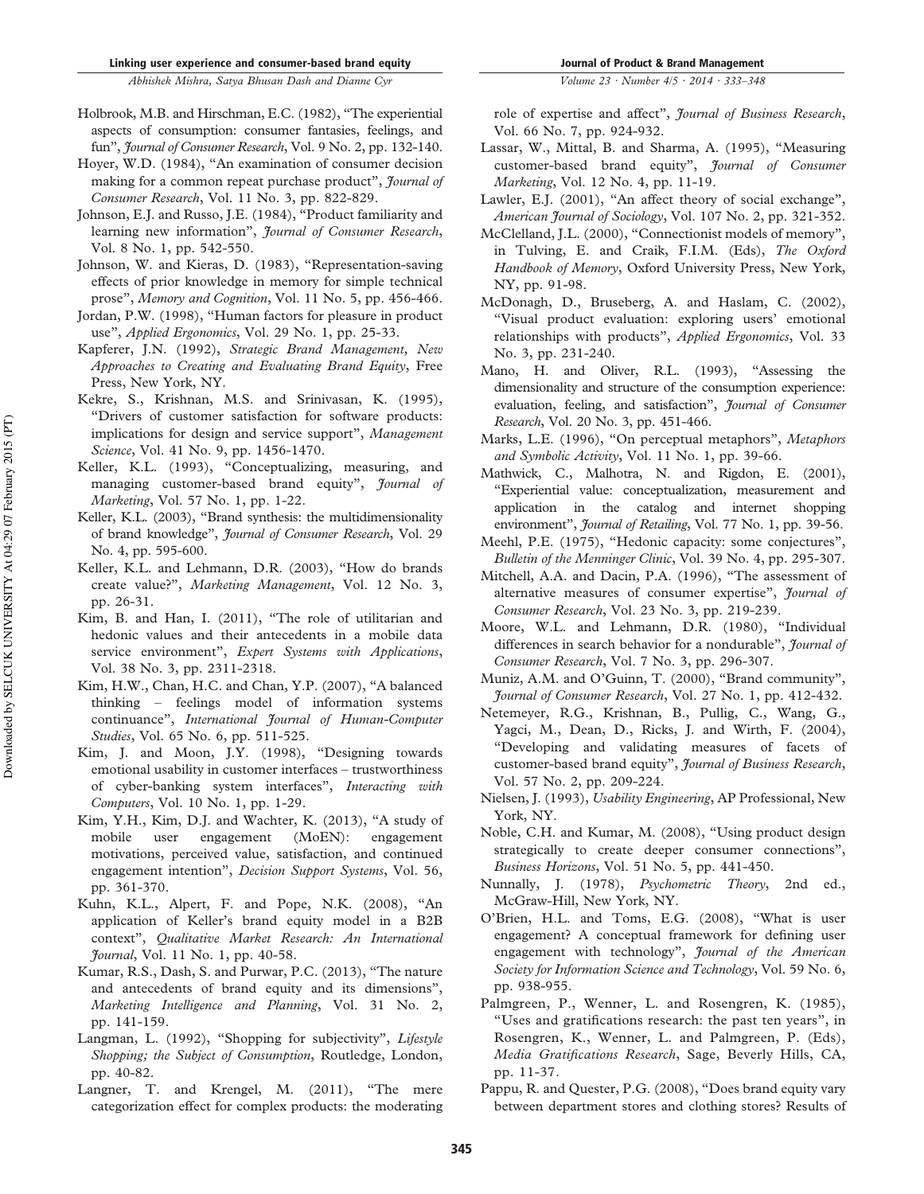Holbrook, M.B. and Hirschman, E.C. (1982), "The experiential aspects of consumption: consumer fantasies, feelings, and fun", *Journal of Consumer Research*, Vol. 9 No. 2, pp. 132-140.

Hoyer, W.D. (1984), "An examination of consumer decision making for a common repeat purchase product", *Journal of Consumer Research*, Vol. 11 No. 3, pp. 822-829.

Johnson, E.J. and Russo, J.E. (1984), "Product familiarity and learning new information", *Journal of Consumer Research*, Vol. 8 No. 1, pp. 542-550.

Johnson, W. and Kieras, D. (1983), "Representation-saving effects of prior knowledge in memory for simple technical prose", *Memory and Cognition*, Vol. 11 No. 5, pp. 456-466.

Jordan, P.W. (1998), "Human factors for pleasure in product use", *Applied Ergonomics*, Vol. 29 No. 1, pp. 25-33.

Kapferer, J.N. (1992), *Strategic Brand Management, New Approaches to Creating and Evaluating Brand Equity*, Free Press, New York, NY.

Kekre, S., Krishnan, M.S. and Srinivasan, K. (1995), "Drivers of customer satisfaction for software products: implications for design and service support", *Management Science*, Vol. 41 No. 9, pp. 1456-1470.

Keller, K.L. (1993), "Conceptualizing, measuring, and managing customer-based brand equity", *Journal of Marketing*, Vol. 57 No. 1, pp. 1-22.

Keller, K.L. (2003), "Brand synthesis: the multidimensionality of brand knowledge", *Journal of Consumer Research*, Vol. 29 No. 4, pp. 595-600.

Keller, K.L. and Lehmann, D.R. (2003), "How do brands create value?", *Marketing Management*, Vol. 12 No. 3, pp. 26-31.

Kim, B. and Han, I. (2011), "The role of utilitarian and hedonic values and their antecedents in a mobile data service environment", *Expert Systems with Applications*, Vol. 38 No. 3, pp. 2311-2318.

Kim, H.W., Chan, H.C. and Chan, Y.P. (2007), "A balanced thinking – feelings model of information systems continuance", *International Journal of Human-Computer Studies*, Vol. 65 No. 6, pp. 511-525.

Kim, J. and Moon, J.Y. (1998), "Designing towards emotional usability in customer interfaces – trustworthiness of cyber-banking system interfaces", *Interacting with Computers*, Vol. 10 No. 1, pp. 1-29.

Kim, Y.H., Kim, D.J. and Wachter, K. (2013), "A study of mobile user engagement (MoEN): engagement motivations, perceived value, satisfaction, and continued engagement intention", *Decision Support Systems*, Vol. 56, pp. 361-370.

Kuhn, K.L., Alpert, F. and Pope, N.K. (2008), "An application of Keller's brand equity model in a B2B context", *Qualitative Market Research: An International Journal*, Vol. 11 No. 1, pp. 40-58.

Kumar, R.S., Dash, S. and Purwar, P.C. (2013), "The nature and antecedents of brand equity and its dimensions", *Marketing Intelligence and Planning*, Vol. 31 No. 2, pp. 141-159.

Langman, L. (1992), "Shopping for subjectivity", *Lifestyle Shopping; the Subject of Consumption*, Routledge, London, pp. 40-82.

Langner, T. and Krengel, M. (2011), "The mere categorization effect for complex products: the moderating role of expertise and affect", *Journal of Business Research*, Vol. 66 No. 7, pp. 924-932.

Lassar, W., Mittal, B. and Sharma, A. (1995), "Measuring customer-based brand equity", *Journal of Consumer Marketing*, Vol. 12 No. 4, pp. 11-19.

Lawler, E.J. (2001), "An affect theory of social exchange", *American Journal of Sociology*, Vol. 107 No. 2, pp. 321-352.

McClelland, J.L. (2000), "Connectionist models of memory", in Tulving, E. and Craik, F.I.M. (Eds), *The Oxford Handbook of Memory*, Oxford University Press, New York, NY, pp. 91-98.

McDonagh, D., Bruseberg, A. and Haslam, C. (2002), "Visual product evaluation: exploring users' emotional relationships with products", *Applied Ergonomics*, Vol. 33 No. 3, pp. 231-240.

Mano, H. and Oliver, R.L. (1993), "Assessing the dimensionality and structure of the consumption experience: evaluation, feeling, and satisfaction", *Journal of Consumer Research*, Vol. 20 No. 3, pp. 451-466.

Marks, L.E. (1996), "On perceptual metaphors", *Metaphors and Symbolic Activity*, Vol. 11 No. 1, pp. 39-66.

Mathwick, C., Malhotra, N. and Rigdon, E. (2001), "Experiential value: conceptualization, measurement and application in the catalog and internet shopping environment", *Journal of Retailing*, Vol. 77 No. 1, pp. 39-56.

Meehl, P.E. (1975), "Hedonic capacity: some conjectures", *Bulletin of the Menninger Clinic*, Vol. 39 No. 4, pp. 295-307.

Mitchell, A.A. and Dacin, P.A. (1996), "The assessment of alternative measures of consumer expertise", *Journal of Consumer Research*, Vol. 23 No. 3, pp. 219-239.

Moore, W.L. and Lehmann, D.R. (1980), "Individual differences in search behavior for a nondurable", *Journal of Consumer Research*, Vol. 7 No. 3, pp. 296-307.

Muniz, A.M. and O'Guinn, T. (2000), "Brand community", *Journal of Consumer Research*, Vol. 27 No. 1, pp. 412-432.

Netemeyer, R.G., Krishnan, B., Pullig, C., Wang, G., Yagci, M., Dean, D., Ricks, J. and Wirth, F. (2004), "Developing and validating measures of facets of customer-based brand equity", *Journal of Business Research*, Vol. 57 No. 2, pp. 209-224.

Nielsen, J. (1993), *Usability Engineering*, AP Professional, New York, NY.

Noble, C.H. and Kumar, M. (2008), "Using product design strategically to create deeper consumer connections", *Business Horizons*, Vol. 51 No. 5, pp. 441-450.

Nunnally, J. (1978), *Psychometric Theory*, 2nd ed., McGraw-Hill, New York, NY.

O'Brien, H.L. and Toms, E.G. (2008), "What is user engagement? A conceptual framework for defining user engagement with technology", *Journal of the American Society for Information Science and Technology*, Vol. 59 No. 6, pp. 938-955.

Palmgreen, P., Wenner, L. and Rosengren, K. (1985), "Uses and gratifications research: the past ten years", in Rosengren, K., Wenner, L. and Palmgreen, P. (Eds), *Media Gratifications Research*, Sage, Beverly Hills, CA, pp. 11-37.

Pappu, R. and Quester, P.G. (2008), "Does brand equity vary between department stores and clothing stores? Results of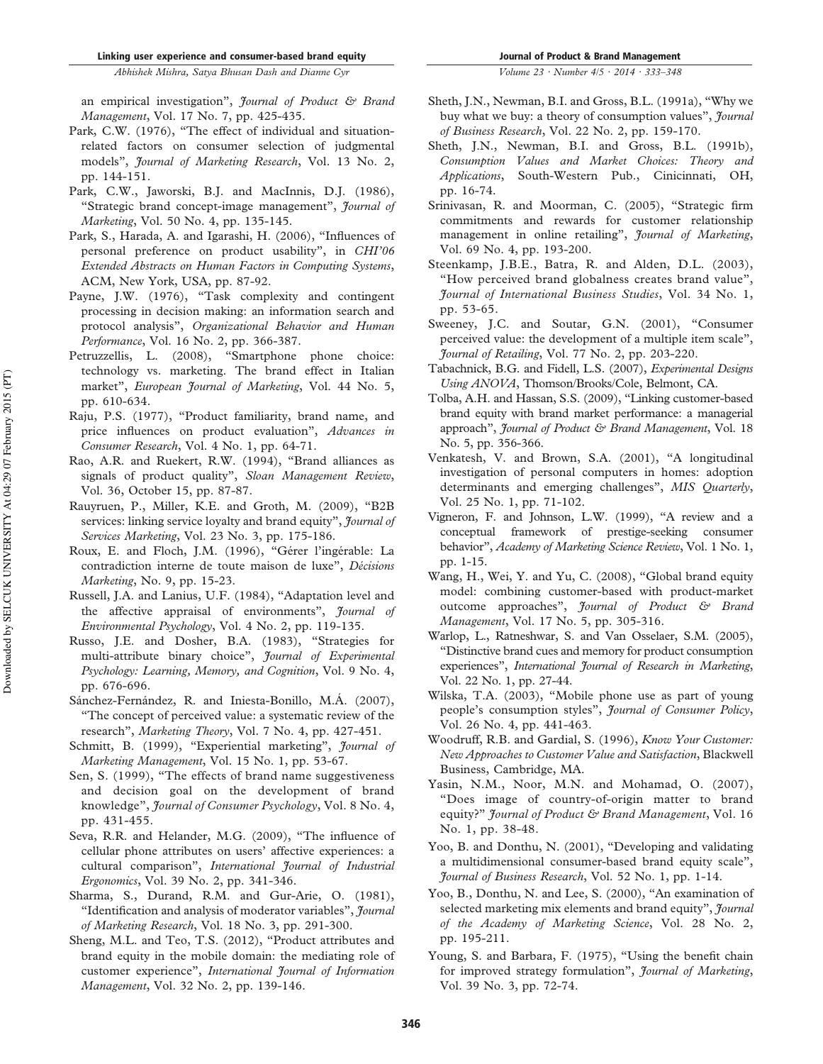an empirical investigation", *Journal of Product & Brand Management*, Vol. 17 No. 7, pp. 425-435.

Park, C.W. (1976), "The effect of individual and situation-related factors on consumer selection of judgmental models", *Journal of Marketing Research*, Vol. 13 No. 2, pp. 144-151.

Park, C.W., Jaworski, B.J. and MacInnis, D.J. (1986), "Strategic brand concept-image management", *Journal of Marketing*, Vol. 50 No. 4, pp. 135-145.

Park, S., Harada, A. and Igarashi, H. (2006), "Influences of personal preference on product usability", in *CHI'06 Extended Abstracts on Human Factors in Computing Systems*, ACM, New York, USA, pp. 87-92.

Payne, J.W. (1976), "Task complexity and contingent processing in decision making: an information search and protocol analysis", *Organizational Behavior and Human Performance*, Vol. 16 No. 2, pp. 366-387.

Petruzzellis, L. (2008), "Smartphone phone choice: technology vs. marketing. The brand effect in Italian market", *European Journal of Marketing*, Vol. 44 No. 5, pp. 610-634.

Raju, P.S. (1977), "Product familiarity, brand name, and price influences on product evaluation", *Advances in Consumer Research*, Vol. 4 No. 1, pp. 64-71.

Rao, A.R. and Ruekert, R.W. (1994), "Brand alliances as signals of product quality", *Sloan Management Review*, Vol. 36, October 15, pp. 87-87.

Rauyruen, P., Miller, K.E. and Groth, M. (2009), "B2B services: linking service loyalty and brand equity", *Journal of Services Marketing*, Vol. 23 No. 3, pp. 175-186.

Roux, E. and Floch, J.M. (1996), "Gérer l'ingérable: La contradiction interne de toute maison de luxe", *Décisions Marketing*, No. 9, pp. 15-23.

Russell, J.A. and Lanius, U.F. (1984), "Adaptation level and the affective appraisal of environments", *Journal of Environmental Psychology*, Vol. 4 No. 2, pp. 119-135.

Russo, J.E. and Dosher, B.A. (1983), "Strategies for multi-attribute binary choice", *Journal of Experimental Psychology: Learning, Memory, and Cognition*, Vol. 9 No. 4, pp. 676-696.

Sánchez-Fernández, R. and Iniesta-Bonillo, M.Á. (2007), "The concept of perceived value: a systematic review of the research", *Marketing Theory*, Vol. 7 No. 4, pp. 427-451.

Schmitt, B. (1999), "Experiential marketing", *Journal of Marketing Management*, Vol. 15 No. 1, pp. 53-67.

Sen, S. (1999), "The effects of brand name suggestiveness and decision goal on the development of brand knowledge", *Journal of Consumer Psychology*, Vol. 8 No. 4, pp. 431-455.

Seva, R.R. and Helander, M.G. (2009), "The influence of cellular phone attributes on users' affective experiences: a cultural comparison", *International Journal of Industrial Ergonomics*, Vol. 39 No. 2, pp. 341-346.

Sharma, S., Durand, R.M. and Gur-Arie, O. (1981), "Identification and analysis of moderator variables", *Journal of Marketing Research*, Vol. 18 No. 3, pp. 291-300.

Sheng, M.L. and Teo, T.S. (2012), "Product attributes and brand equity in the mobile domain: the mediating role of customer experience", *International Journal of Information Management*, Vol. 32 No. 2, pp. 139-146.

Sheth, J.N., Newman, B.I. and Gross, B.L. (1991a), "Why we buy what we buy: a theory of consumption values", *Journal of Business Research*, Vol. 22 No. 2, pp. 159-170.

Sheth, J.N., Newman, B.I. and Gross, B.L. (1991b), *Consumption Values and Market Choices: Theory and Applications*, South-Western Pub., Cinicinnati, OH, pp. 16-74.

Srinivasan, R. and Moorman, C. (2005), "Strategic firm commitments and rewards for customer relationship management in online retailing", *Journal of Marketing*, Vol. 69 No. 4, pp. 193-200.

Steenkamp, J.B.E., Batra, R. and Alden, D.L. (2003), "How perceived brand globalness creates brand value", *Journal of International Business Studies*, Vol. 34 No. 1, pp. 53-65.

Sweeney, J.C. and Soutar, G.N. (2001), "Consumer perceived value: the development of a multiple item scale", *Journal of Retailing*, Vol. 77 No. 2, pp. 203-220.

Tabachnick, B.G. and Fidell, L.S. (2007), *Experimental Designs Using ANOVA*, Thomson/Brooks/Cole, Belmont, CA.

Tolba, A.H. and Hassan, S.S. (2009), "Linking customer-based brand equity with brand market performance: a managerial approach", *Journal of Product & Brand Management*, Vol. 18 No. 5, pp. 356-366.

Venkatesh, V. and Brown, S.A. (2001), "A longitudinal investigation of personal computers in homes: adoption determinants and emerging challenges", *MIS Quarterly*, Vol. 25 No. 1, pp. 71-102.

Vigneron, F. and Johnson, L.W. (1999), "A review and a conceptual framework of prestige-seeking consumer behavior", *Academy of Marketing Science Review*, Vol. 1 No. 1, pp. 1-15.

Wang, H., Wei, Y. and Yu, C. (2008), "Global brand equity model: combining customer-based with product-market outcome approaches", *Journal of Product & Brand Management*, Vol. 17 No. 5, pp. 305-316.

Warlop, L., Ratneshwar, S. and Van Osselaer, S.M. (2005), "Distinctive brand cues and memory for product consumption experiences", *International Journal of Research in Marketing*, Vol. 22 No. 1, pp. 27-44.

Wilska, T.A. (2003), "Mobile phone use as part of young people's consumption styles", *Journal of Consumer Policy*, Vol. 26 No. 4, pp. 441-463.

Woodruff, R.B. and Gardial, S. (1996), *Know Your Customer: New Approaches to Customer Value and Satisfaction*, Blackwell Business, Cambridge, MA.

Yasin, N.M., Noor, M.N. and Mohamad, O. (2007), "Does image of country-of-origin matter to brand equity?" *Journal of Product & Brand Management*, Vol. 16 No. 1, pp. 38-48.

Yoo, B. and Donthu, N. (2001), "Developing and validating a multidimensional consumer-based brand equity scale", *Journal of Business Research*, Vol. 52 No. 1, pp. 1-14.

Yoo, B., Donthu, N. and Lee, S. (2000), "An examination of selected marketing mix elements and brand equity", *Journal of the Academy of Marketing Science*, Vol. 28 No. 2, pp. 195-211.

Young, S. and Barbara, F. (1975), "Using the benefit chain for improved strategy formulation", *Journal of Marketing*, Vol. 39 No. 3, pp. 72-74.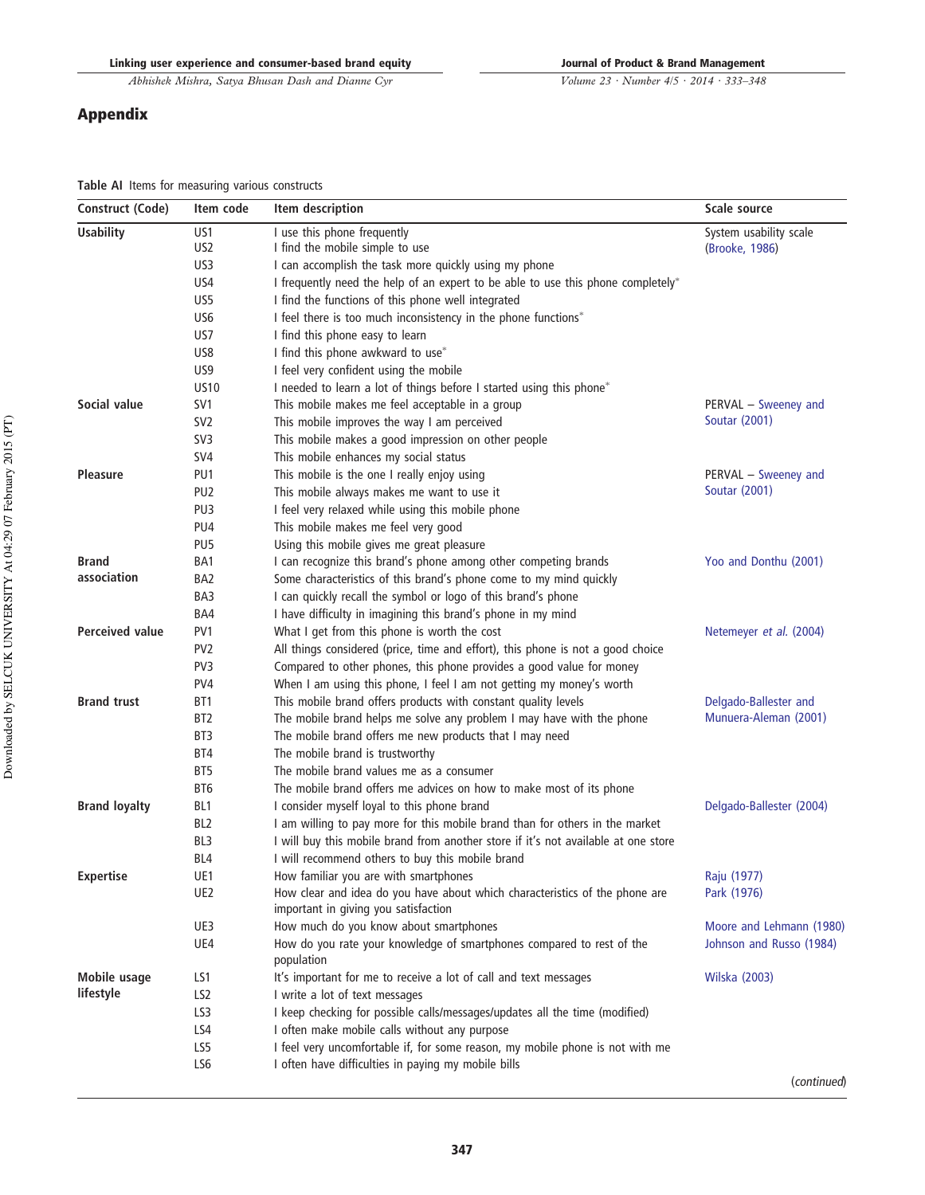## Appendix

**Table AI** Items for measuring various constructs

| Construct (Code) | Item code | Item description | Scale source |
|---|---|---|---|
| **Usability** | US1 | I use this phone frequently | System usability scale (Brooke, 1986) |
| | US2 | I find the mobile simple to use | |
| | US3 | I can accomplish the task more quickly using my phone | |
| | US4 | I frequently need the help of an expert to be able to use this phone completely* | |
| | US5 | I find the functions of this phone well integrated | |
| | US6 | I feel there is too much inconsistency in the phone functions* | |
| | US7 | I find this phone easy to learn | |
| | US8 | I find this phone awkward to use* | |
| | US9 | I feel very confident using the mobile | |
| | US10 | I needed to learn a lot of things before I started using this phone* | |
| **Social value** | SV1 | This mobile makes me feel acceptable in a group | PERVAL – Sweeney and Soutar (2001) |
| | SV2 | This mobile improves the way I am perceived | |
| | SV3 | This mobile makes a good impression on other people | |
| | SV4 | This mobile enhances my social status | |
| **Pleasure** | PU1 | This mobile is the one I really enjoy using | PERVAL – Sweeney and Soutar (2001) |
| | PU2 | This mobile always makes me want to use it | |
| | PU3 | I feel very relaxed while using this mobile phone | |
| | PU4 | This mobile makes me feel very good | |
| | PU5 | Using this mobile gives me great pleasure | |
| **Brand association** | BA1 | I can recognize this brand's phone among other competing brands | Yoo and Donthu (2001) |
| | BA2 | Some characteristics of this brand's phone come to my mind quickly | |
| | BA3 | I can quickly recall the symbol or logo of this brand's phone | |
| | BA4 | I have difficulty in imagining this brand's phone in my mind | |
| **Perceived value** | PV1 | What I get from this phone is worth the cost | Netemeyer *et al.* (2004) |
| | PV2 | All things considered (price, time and effort), this phone is not a good choice | |
| | PV3 | Compared to other phones, this phone provides a good value for money | |
| | PV4 | When I am using this phone, I feel I am not getting my money's worth | |
| **Brand trust** | BT1 | This mobile brand offers products with constant quality levels | Delgado-Ballester and Munuera-Aleman (2001) |
| | BT2 | The mobile brand helps me solve any problem I may have with the phone | |
| | BT3 | The mobile brand offers me new products that I may need | |
| | BT4 | The mobile brand is trustworthy | |
| | BT5 | The mobile brand values me as a consumer | |
| | BT6 | The mobile brand offers me advices on how to make most of its phone | |
| **Brand loyalty** | BL1 | I consider myself loyal to this phone brand | Delgado-Ballester (2004) |
| | BL2 | I am willing to pay more for this mobile brand than for others in the market | |
| | BL3 | I will buy this mobile brand from another store if it's not available at one store | |
| | BL4 | I will recommend others to buy this mobile brand | |
| **Expertise** | UE1 | How familiar you are with smartphones | Raju (1977) |
| | UE2 | How clear and idea do you have about which characteristics of the phone are important in giving you satisfaction | Park (1976) |
| | UE3 | How much do you know about smartphones | Moore and Lehmann (1980) |
| | UE4 | How do you rate your knowledge of smartphones compared to rest of the population | Johnson and Russo (1984) |
| **Mobile usage lifestyle** | LS1 | It's important for me to receive a lot of call and text messages | Wilska (2003) |
| | LS2 | I write a lot of text messages | |
| | LS3 | I keep checking for possible calls/messages/updates all the time (modified) | |
| | LS4 | I often make mobile calls without any purpose | |
| | LS5 | I feel very uncomfortable if, for some reason, my mobile phone is not with me | |
| | LS6 | I often have difficulties in paying my mobile bills | |

(*continued*)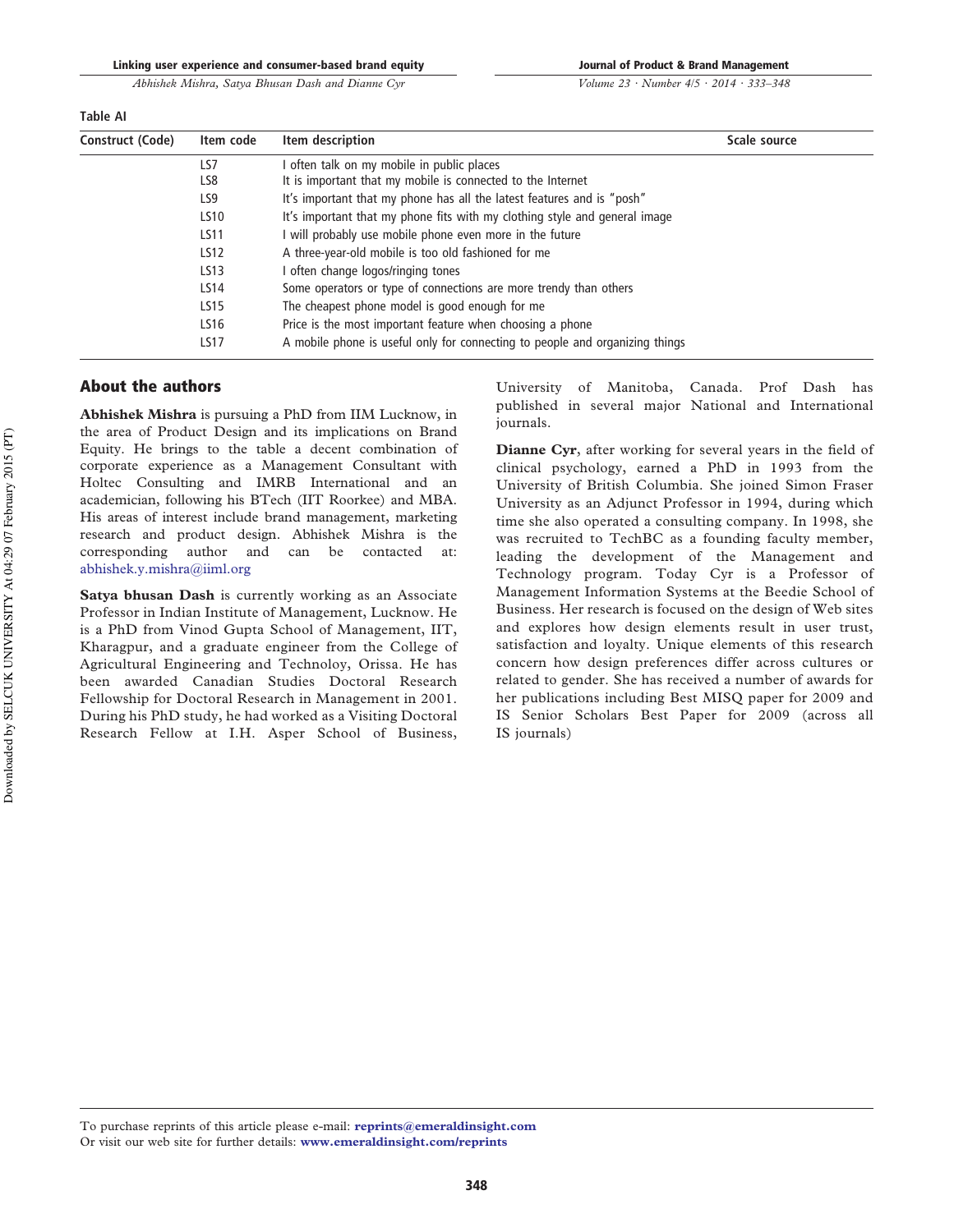Table AI

| Construct (Code) | Item code | Item description | Scale source |
|---|---|---|---|
| | LS7 | I often talk on my mobile in public places | |
| | LS8 | It is important that my mobile is connected to the Internet | |
| | LS9 | It's important that my phone has all the latest features and is "posh" | |
| | LS10 | It's important that my phone fits with my clothing style and general image | |
| | LS11 | I will probably use mobile phone even more in the future | |
| | LS12 | A three-year-old mobile is too old fashioned for me | |
| | LS13 | I often change logos/ringing tones | |
| | LS14 | Some operators or type of connections are more trendy than others | |
| | LS15 | The cheapest phone model is good enough for me | |
| | LS16 | Price is the most important feature when choosing a phone | |
| | LS17 | A mobile phone is useful only for connecting to people and organizing things | |

## About the authors

**Abhishek Mishra** is pursuing a PhD from IIM Lucknow, in the area of Product Design and its implications on Brand Equity. He brings to the table a decent combination of corporate experience as a Management Consultant with Holtec Consulting and IMRB International and an academician, following his BTech (IIT Roorkee) and MBA. His areas of interest include brand management, marketing research and product design. Abhishek Mishra is the corresponding author and can be contacted at: abhishek.y.mishra@iiml.org

**Satya bhusan Dash** is currently working as an Associate Professor in Indian Institute of Management, Lucknow. He is a PhD from Vinod Gupta School of Management, IIT, Kharagpur, and a graduate engineer from the College of Agricultural Engineering and Technoloy, Orissa. He has been awarded Canadian Studies Doctoral Research Fellowship for Doctoral Research in Management in 2001. During his PhD study, he had worked as a Visiting Doctoral Research Fellow at I.H. Asper School of Business, University of Manitoba, Canada. Prof Dash has published in several major National and International journals.

**Dianne Cyr**, after working for several years in the field of clinical psychology, earned a PhD in 1993 from the University of British Columbia. She joined Simon Fraser University as an Adjunct Professor in 1994, during which time she also operated a consulting company. In 1998, she was recruited to TechBC as a founding faculty member, leading the development of the Management and Technology program. Today Cyr is a Professor of Management Information Systems at the Beedie School of Business. Her research is focused on the design of Web sites and explores how design elements result in user trust, satisfaction and loyalty. Unique elements of this research concern how design preferences differ across cultures or related to gender. She has received a number of awards for her publications including Best MISQ paper for 2009 and IS Senior Scholars Best Paper for 2009 (across all IS journals)

To purchase reprints of this article please e-mail: **reprints@emeraldinsight.com**
Or visit our web site for further details: **www.emeraldinsight.com/reprints**